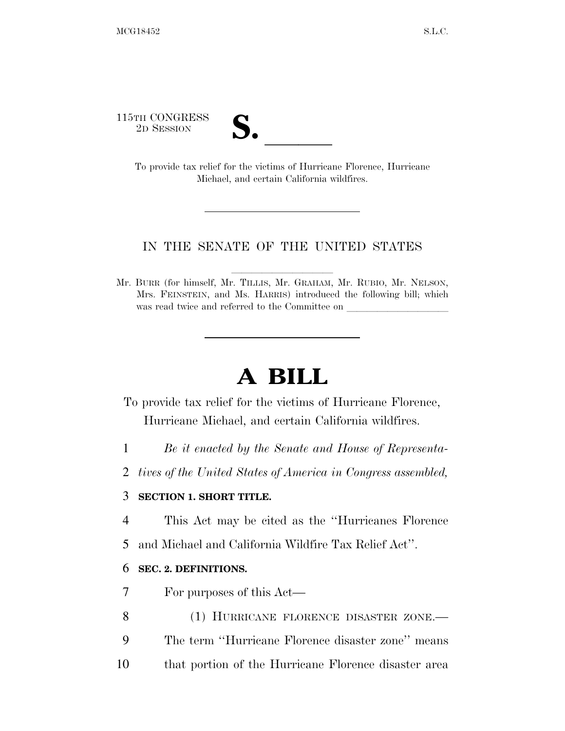115TH CONGRESS
2D SESSION

**S. \_\_\_\_\_\_**

To provide tax relief for the victims of Hurricane Florence, Hurricane Michael, and certain California wildfires.

---

IN THE SENATE OF THE UNITED STATES

Mr. BURR (for himself, Mr. TILLIS, Mr. GRAHAM, Mr. RUBIO, Mr. NELSON, Mrs. FEINSTEIN, and Ms. HARRIS) introduced the following bill; which was read twice and referred to the Committee on \_\_\_\_\_\_\_\_\_\_\_\_\_\_\_\_\_\_\_\_

---

# A BILL

To provide tax relief for the victims of Hurricane Florence, Hurricane Michael, and certain California wildfires.

1 *Be it enacted by the Senate and House of Representa-*
2 *tives of the United States of America in Congress assembled,*

3 **SECTION 1. SHORT TITLE.**

4 This Act may be cited as the ''Hurricanes Florence
5 and Michael and California Wildfire Tax Relief Act''.

6 **SEC. 2. DEFINITIONS.**

7 For purposes of this Act—

8 (1) HURRICANE FLORENCE DISASTER ZONE.—
9 The term ''Hurricane Florence disaster zone'' means
10 that portion of the Hurricane Florence disaster area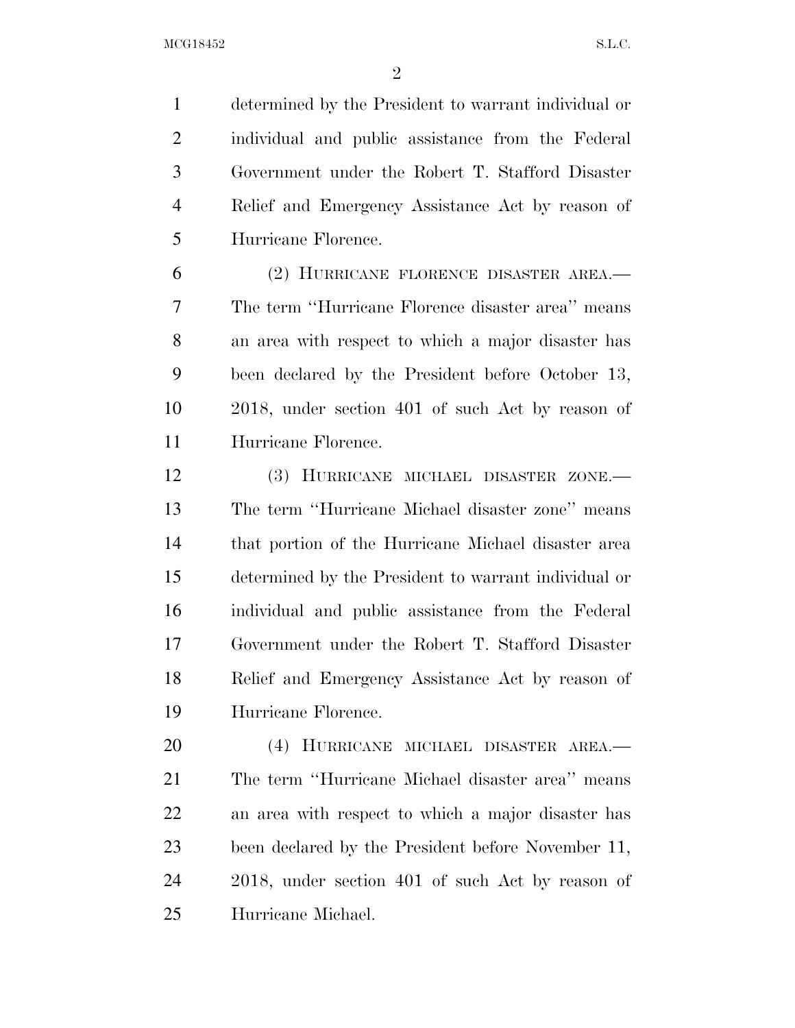determined by the President to warrant individual or individual and public assistance from the Federal Government under the Robert T. Stafford Disaster Relief and Emergency Assistance Act by reason of Hurricane Florence.

(2) HURRICANE FLORENCE DISASTER AREA.—The term ''Hurricane Florence disaster area'' means an area with respect to which a major disaster has been declared by the President before October 13, 2018, under section 401 of such Act by reason of Hurricane Florence.

(3) HURRICANE MICHAEL DISASTER ZONE.—The term ''Hurricane Michael disaster zone'' means that portion of the Hurricane Michael disaster area determined by the President to warrant individual or individual and public assistance from the Federal Government under the Robert T. Stafford Disaster Relief and Emergency Assistance Act by reason of Hurricane Florence.

(4) HURRICANE MICHAEL DISASTER AREA.—The term ''Hurricane Michael disaster area'' means an area with respect to which a major disaster has been declared by the President before November 11, 2018, under section 401 of such Act by reason of Hurricane Michael.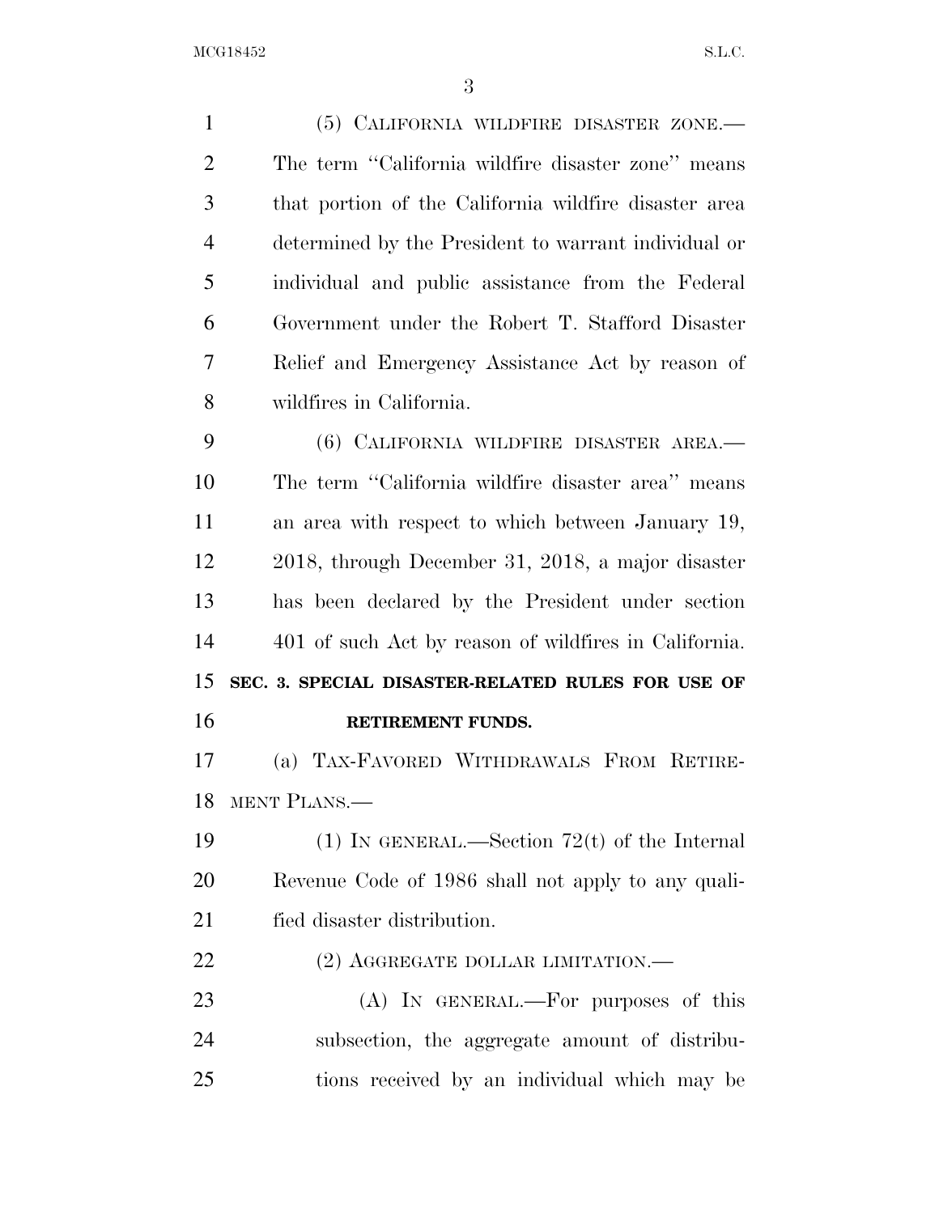(5) CALIFORNIA WILDFIRE DISASTER ZONE.—The term ''California wildfire disaster zone'' means that portion of the California wildfire disaster area determined by the President to warrant individual or individual and public assistance from the Federal Government under the Robert T. Stafford Disaster Relief and Emergency Assistance Act by reason of wildfires in California.

(6) CALIFORNIA WILDFIRE DISASTER AREA.—The term ''California wildfire disaster area'' means an area with respect to which between January 19, 2018, through December 31, 2018, a major disaster has been declared by the President under section 401 of such Act by reason of wildfires in California.

## SEC. 3. SPECIAL DISASTER-RELATED RULES FOR USE OF RETIREMENT FUNDS.

(a) TAX-FAVORED WITHDRAWALS FROM RETIREMENT PLANS.—

(1) IN GENERAL.—Section 72(t) of the Internal Revenue Code of 1986 shall not apply to any qualified disaster distribution.

(2) AGGREGATE DOLLAR LIMITATION.—

(A) IN GENERAL.—For purposes of this subsection, the aggregate amount of distributions received by an individual which may be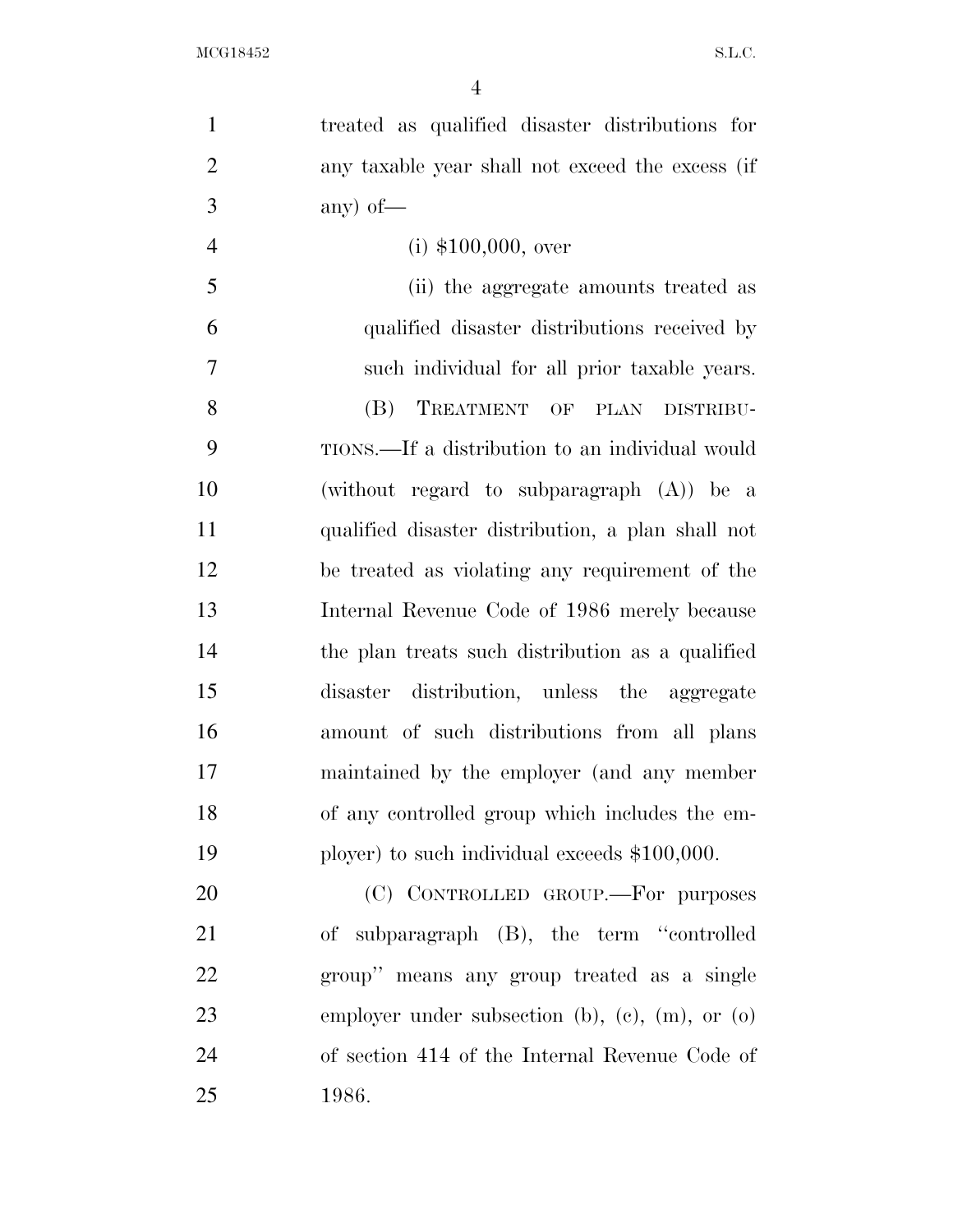treated as qualified disaster distributions for any taxable year shall not exceed the excess (if any) of—

(i) $100,000, over

(ii) the aggregate amounts treated as qualified disaster distributions received by such individual for all prior taxable years.

(B) TREATMENT OF PLAN DISTRIBUTIONS.—If a distribution to an individual would (without regard to subparagraph (A)) be a qualified disaster distribution, a plan shall not be treated as violating any requirement of the Internal Revenue Code of 1986 merely because the plan treats such distribution as a qualified disaster distribution, unless the aggregate amount of such distributions from all plans maintained by the employer (and any member of any controlled group which includes the employer) to such individual exceeds $100,000.

(C) CONTROLLED GROUP.—For purposes of subparagraph (B), the term "controlled group" means any group treated as a single employer under subsection (b), (c), (m), or (o) of section 414 of the Internal Revenue Code of 1986.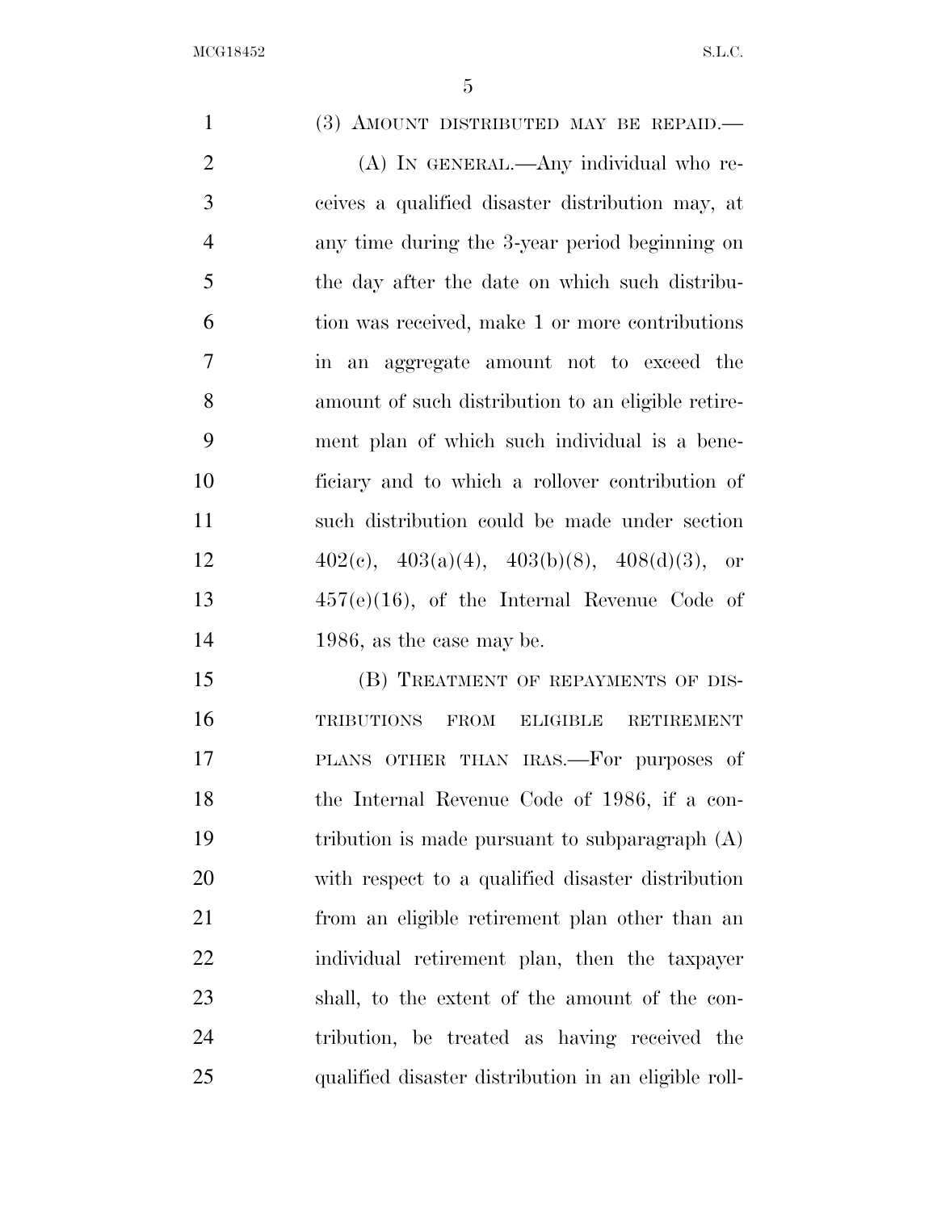(3) AMOUNT DISTRIBUTED MAY BE REPAID.—

(A) IN GENERAL.—Any individual who receives a qualified disaster distribution may, at any time during the 3-year period beginning on the day after the date on which such distribution was received, make 1 or more contributions in an aggregate amount not to exceed the amount of such distribution to an eligible retirement plan of which such individual is a beneficiary and to which a rollover contribution of such distribution could be made under section 402(c), 403(a)(4), 403(b)(8), 408(d)(3), or 457(e)(16), of the Internal Revenue Code of 1986, as the case may be.

(B) TREATMENT OF REPAYMENTS OF DISTRIBUTIONS FROM ELIGIBLE RETIREMENT PLANS OTHER THAN IRAS.—For purposes of the Internal Revenue Code of 1986, if a contribution is made pursuant to subparagraph (A) with respect to a qualified disaster distribution from an eligible retirement plan other than an individual retirement plan, then the taxpayer shall, to the extent of the amount of the contribution, be treated as having received the qualified disaster distribution in an eligible roll-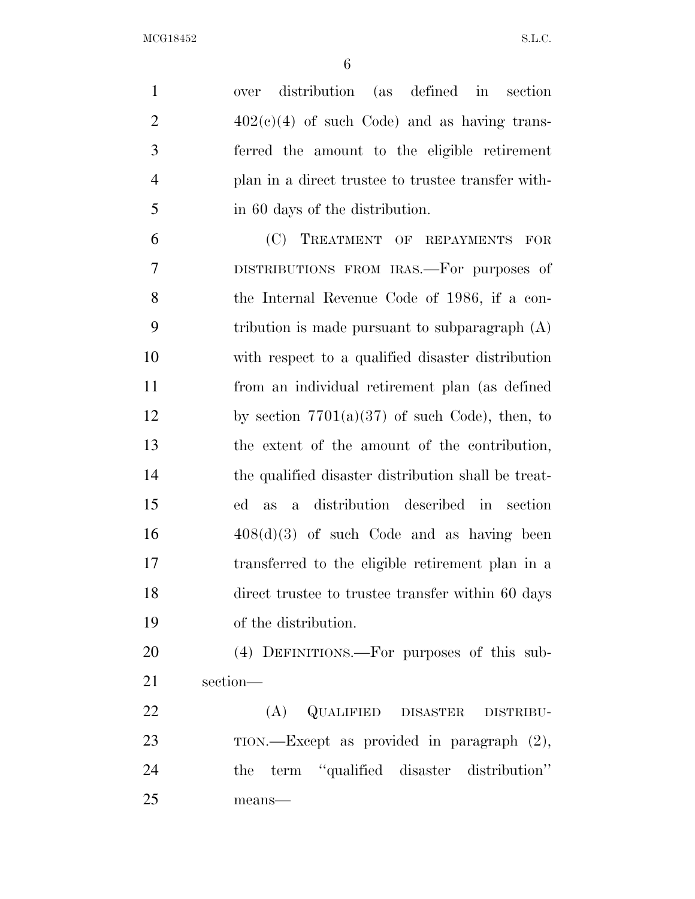over distribution (as defined in section 402(c)(4) of such Code) and as having transferred the amount to the eligible retirement plan in a direct trustee to trustee transfer within 60 days of the distribution.

(C) TREATMENT OF REPAYMENTS FOR DISTRIBUTIONS FROM IRAS.—For purposes of the Internal Revenue Code of 1986, if a contribution is made pursuant to subparagraph (A) with respect to a qualified disaster distribution from an individual retirement plan (as defined by section 7701(a)(37) of such Code), then, to the extent of the amount of the contribution, the qualified disaster distribution shall be treated as a distribution described in section 408(d)(3) of such Code and as having been transferred to the eligible retirement plan in a direct trustee to trustee transfer within 60 days of the distribution.

(4) DEFINITIONS.—For purposes of this subsection—

(A) QUALIFIED DISASTER DISTRIBUTION.—Except as provided in paragraph (2), the term ''qualified disaster distribution'' means—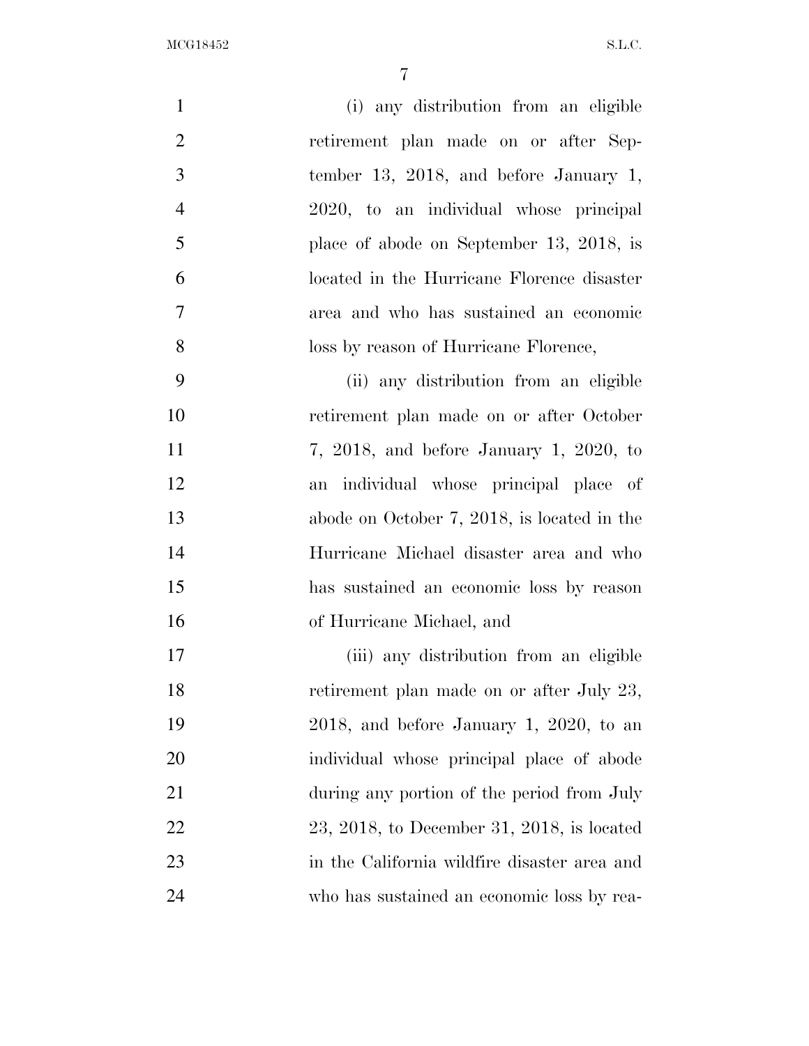(i) any distribution from an eligible retirement plan made on or after September 13, 2018, and before January 1, 2020, to an individual whose principal place of abode on September 13, 2018, is located in the Hurricane Florence disaster area and who has sustained an economic loss by reason of Hurricane Florence,

(ii) any distribution from an eligible retirement plan made on or after October 7, 2018, and before January 1, 2020, to an individual whose principal place of abode on October 7, 2018, is located in the Hurricane Michael disaster area and who has sustained an economic loss by reason of Hurricane Michael, and

(iii) any distribution from an eligible retirement plan made on or after July 23, 2018, and before January 1, 2020, to an individual whose principal place of abode during any portion of the period from July 23, 2018, to December 31, 2018, is located in the California wildfire disaster area and who has sustained an economic loss by rea-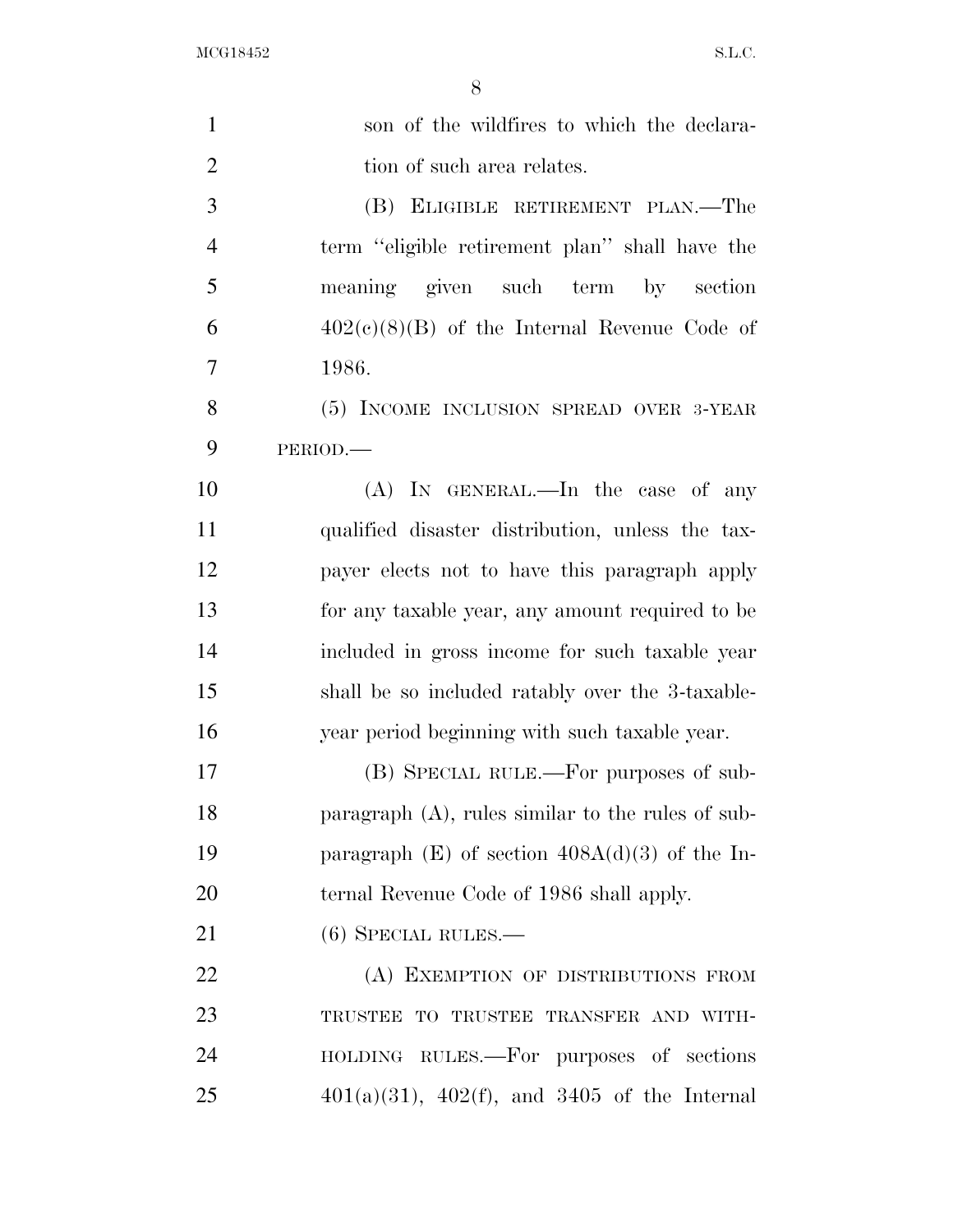son of the wildfires to which the declaration of such area relates.

(B) ELIGIBLE RETIREMENT PLAN.—The term "eligible retirement plan" shall have the meaning given such term by section 402(c)(8)(B) of the Internal Revenue Code of 1986.

(5) INCOME INCLUSION SPREAD OVER 3-YEAR PERIOD.—

(A) IN GENERAL.—In the case of any qualified disaster distribution, unless the taxpayer elects not to have this paragraph apply for any taxable year, any amount required to be included in gross income for such taxable year shall be so included ratably over the 3-taxable-year period beginning with such taxable year.

(B) SPECIAL RULE.—For purposes of subparagraph (A), rules similar to the rules of subparagraph (E) of section 408A(d)(3) of the Internal Revenue Code of 1986 shall apply.

(6) SPECIAL RULES.—

(A) EXEMPTION OF DISTRIBUTIONS FROM TRUSTEE TO TRUSTEE TRANSFER AND WITHHOLDING RULES.—For purposes of sections 401(a)(31), 402(f), and 3405 of the Internal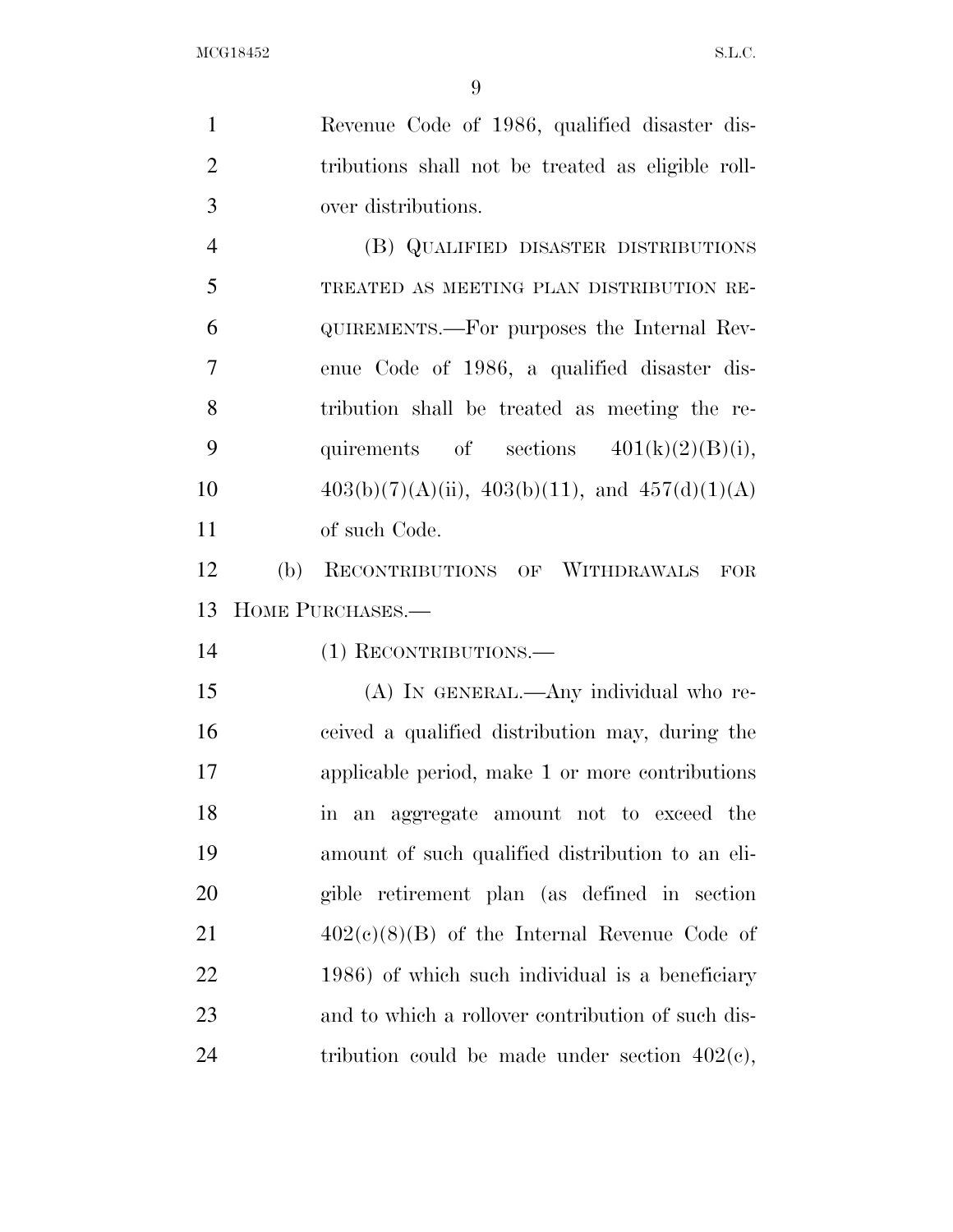Revenue Code of 1986, qualified disaster distributions shall not be treated as eligible rollover distributions.

(B) QUALIFIED DISASTER DISTRIBUTIONS TREATED AS MEETING PLAN DISTRIBUTION REQUIREMENTS.—For purposes the Internal Revenue Code of 1986, a qualified disaster distribution shall be treated as meeting the requirements of sections 401(k)(2)(B)(i), 403(b)(7)(A)(ii), 403(b)(11), and 457(d)(1)(A) of such Code.

(b) RECONTRIBUTIONS OF WITHDRAWALS FOR HOME PURCHASES.—

(1) RECONTRIBUTIONS.—

(A) IN GENERAL.—Any individual who received a qualified distribution may, during the applicable period, make 1 or more contributions in an aggregate amount not to exceed the amount of such qualified distribution to an eligible retirement plan (as defined in section 402(c)(8)(B) of the Internal Revenue Code of 1986) of which such individual is a beneficiary and to which a rollover contribution of such distribution could be made under section 402(c),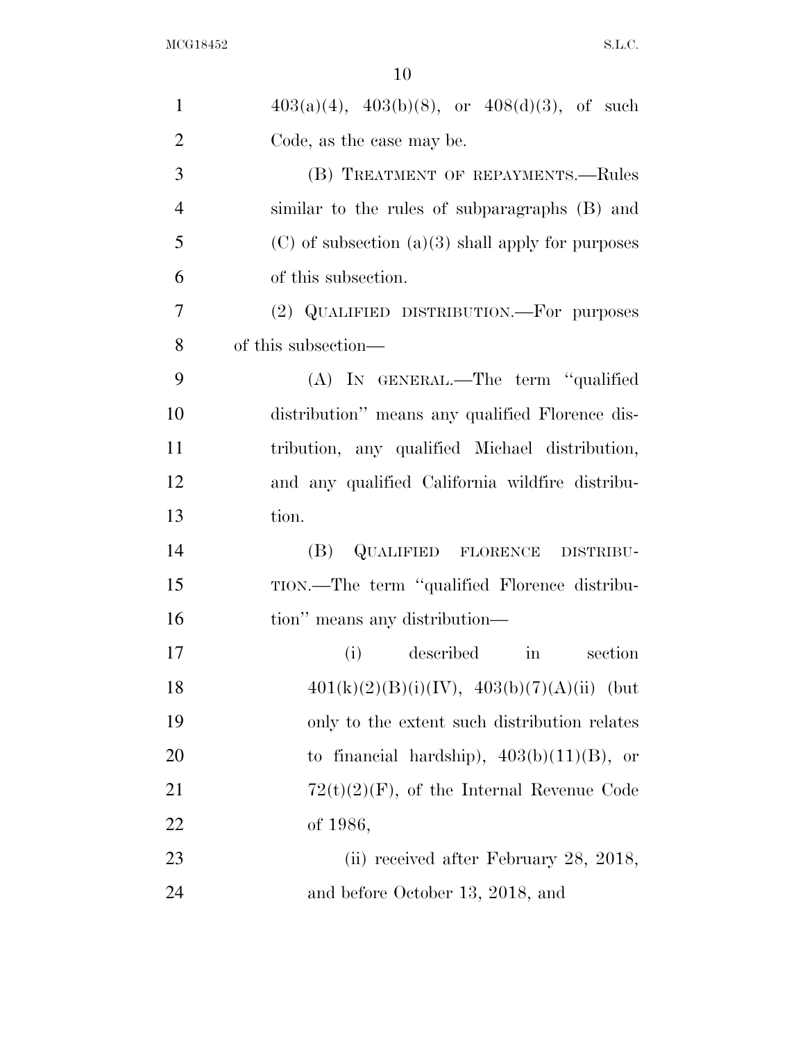403(a)(4), 403(b)(8), or 408(d)(3), of such Code, as the case may be.

(B) TREATMENT OF REPAYMENTS.—Rules similar to the rules of subparagraphs (B) and (C) of subsection (a)(3) shall apply for purposes of this subsection.

(2) QUALIFIED DISTRIBUTION.—For purposes of this subsection—

(A) IN GENERAL.—The term ''qualified distribution'' means any qualified Florence distribution, any qualified Michael distribution, and any qualified California wildfire distribution.

(B) QUALIFIED FLORENCE DISTRIBUTION.—The term ''qualified Florence distribution'' means any distribution—

(i) described in section 401(k)(2)(B)(i)(IV), 403(b)(7)(A)(ii) (but only to the extent such distribution relates to financial hardship), 403(b)(11)(B), or 72(t)(2)(F), of the Internal Revenue Code of 1986,

(ii) received after February 28, 2018, and before October 13, 2018, and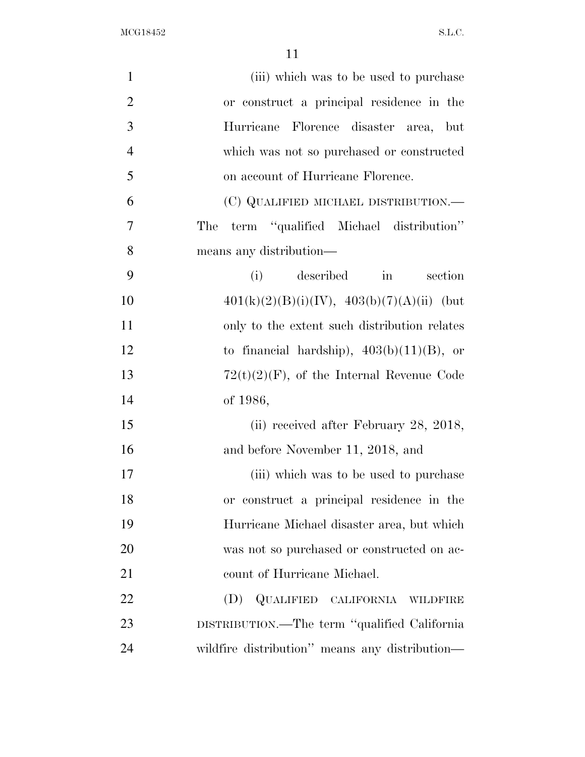(iii) which was to be used to purchase or construct a principal residence in the Hurricane Florence disaster area, but which was not so purchased or constructed on account of Hurricane Florence.

(C) QUALIFIED MICHAEL DISTRIBUTION.—The term ''qualified Michael distribution'' means any distribution—

(i) described in section 401(k)(2)(B)(i)(IV), 403(b)(7)(A)(ii) (but only to the extent such distribution relates to financial hardship), 403(b)(11)(B), or 72(t)(2)(F), of the Internal Revenue Code of 1986,

(ii) received after February 28, 2018, and before November 11, 2018, and

(iii) which was to be used to purchase or construct a principal residence in the Hurricane Michael disaster area, but which was not so purchased or constructed on account of Hurricane Michael.

(D) QUALIFIED CALIFORNIA WILDFIRE DISTRIBUTION.—The term ''qualified California wildfire distribution'' means any distribution—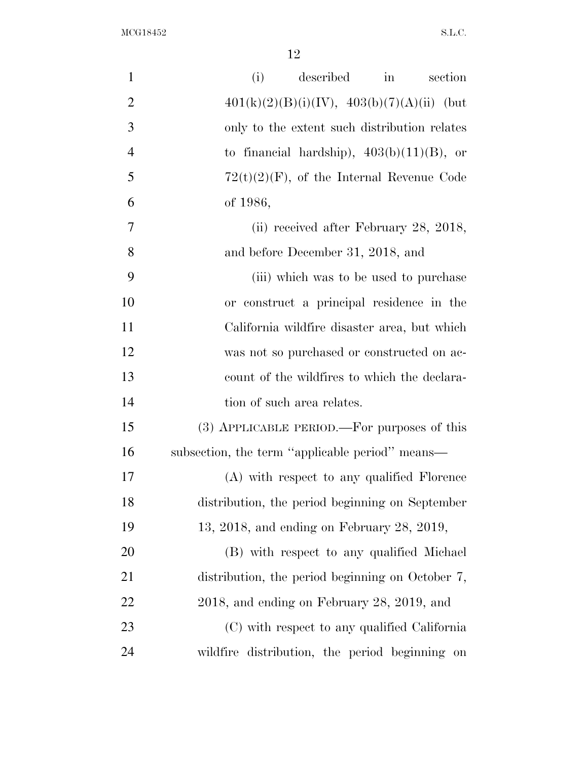(i) described in section 401(k)(2)(B)(i)(IV), 403(b)(7)(A)(ii) (but only to the extent such distribution relates to financial hardship), 403(b)(11)(B), or 72(t)(2)(F), of the Internal Revenue Code of 1986,

(ii) received after February 28, 2018, and before December 31, 2018, and

(iii) which was to be used to purchase or construct a principal residence in the California wildfire disaster area, but which was not so purchased or constructed on account of the wildfires to which the declaration of such area relates.

(3) APPLICABLE PERIOD.—For purposes of this subsection, the term ''applicable period'' means—

(A) with respect to any qualified Florence distribution, the period beginning on September 13, 2018, and ending on February 28, 2019,

(B) with respect to any qualified Michael distribution, the period beginning on October 7, 2018, and ending on February 28, 2019, and

(C) with respect to any qualified California wildfire distribution, the period beginning on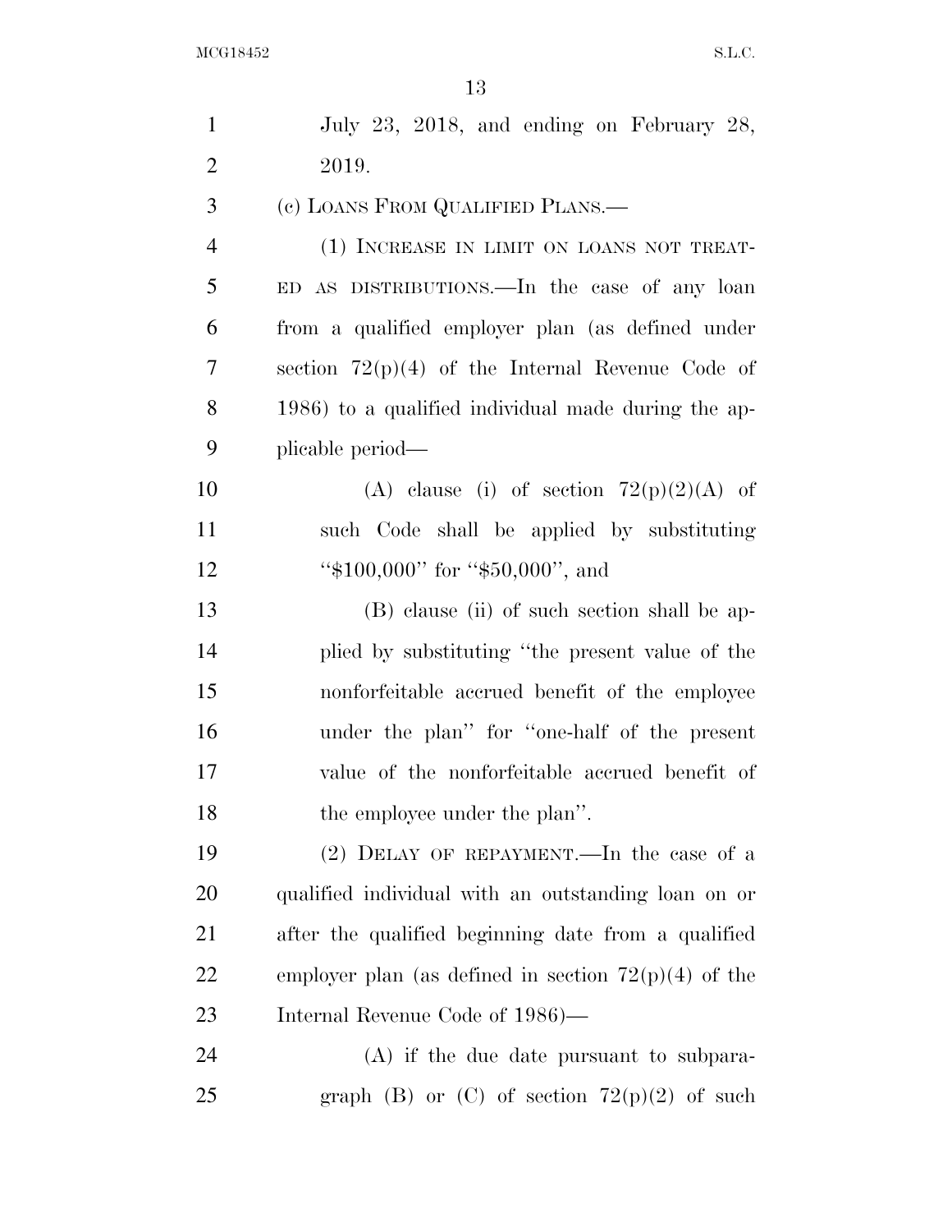July 23, 2018, and ending on February 28, 2019.

(c) LOANS FROM QUALIFIED PLANS.—

(1) INCREASE IN LIMIT ON LOANS NOT TREATED AS DISTRIBUTIONS.—In the case of any loan from a qualified employer plan (as defined under section 72(p)(4) of the Internal Revenue Code of 1986) to a qualified individual made during the applicable period—

(A) clause (i) of section 72(p)(2)(A) of such Code shall be applied by substituting "$100,000" for "$50,000", and

(B) clause (ii) of such section shall be applied by substituting "the present value of the nonforfeitable accrued benefit of the employee under the plan" for "one-half of the present value of the nonforfeitable accrued benefit of the employee under the plan".

(2) DELAY OF REPAYMENT.—In the case of a qualified individual with an outstanding loan on or after the qualified beginning date from a qualified employer plan (as defined in section 72(p)(4) of the Internal Revenue Code of 1986)—

(A) if the due date pursuant to subparagraph (B) or (C) of section 72(p)(2) of such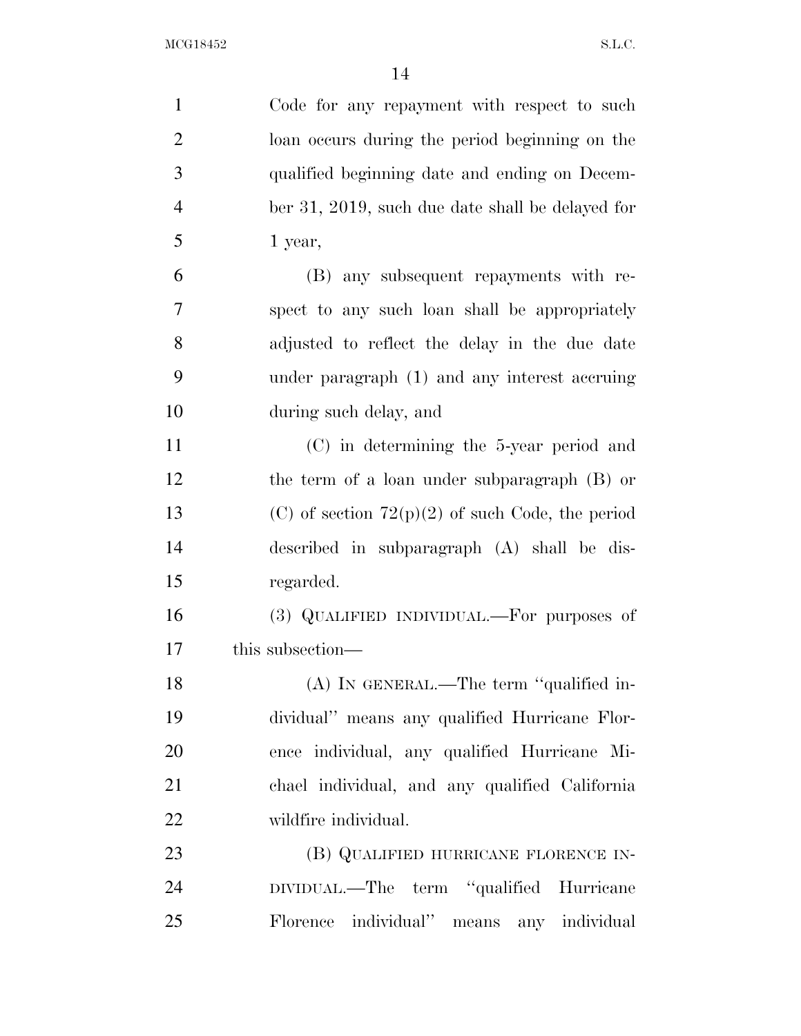Code for any repayment with respect to such loan occurs during the period beginning on the qualified beginning date and ending on December 31, 2019, such due date shall be delayed for 1 year,

(B) any subsequent repayments with respect to any such loan shall be appropriately adjusted to reflect the delay in the due date under paragraph (1) and any interest accruing during such delay, and

(C) in determining the 5-year period and the term of a loan under subparagraph (B) or (C) of section 72(p)(2) of such Code, the period described in subparagraph (A) shall be disregarded.

(3) QUALIFIED INDIVIDUAL.—For purposes of this subsection—

(A) IN GENERAL.—The term "qualified individual" means any qualified Hurricane Florence individual, any qualified Hurricane Michael individual, and any qualified California wildfire individual.

(B) QUALIFIED HURRICANE FLORENCE INDIVIDUAL.—The term "qualified Hurricane Florence individual" means any individual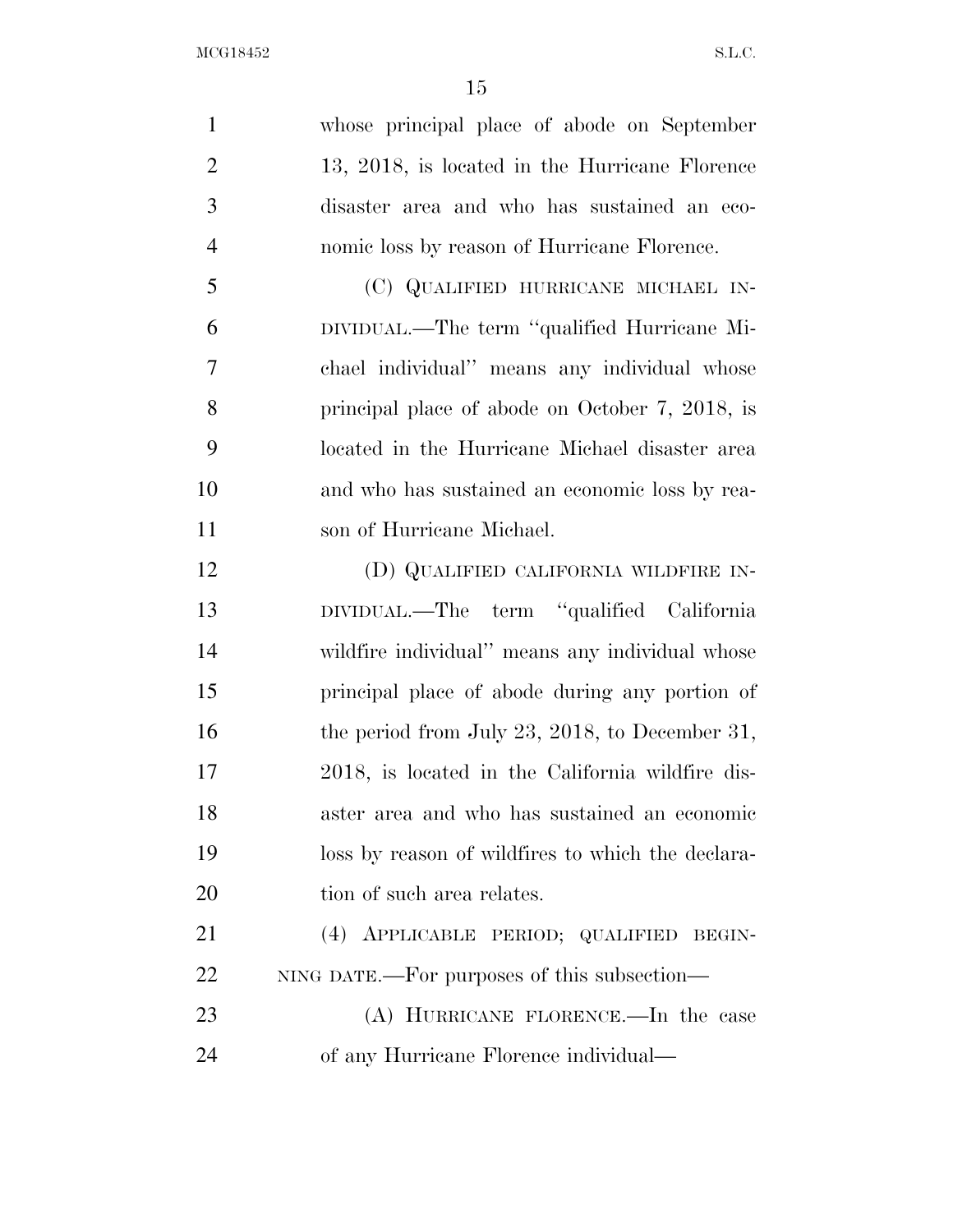whose principal place of abode on September 13, 2018, is located in the Hurricane Florence disaster area and who has sustained an economic loss by reason of Hurricane Florence.

(C) QUALIFIED HURRICANE MICHAEL INDIVIDUAL.—The term ''qualified Hurricane Michael individual'' means any individual whose principal place of abode on October 7, 2018, is located in the Hurricane Michael disaster area and who has sustained an economic loss by reason of Hurricane Michael.

(D) QUALIFIED CALIFORNIA WILDFIRE INDIVIDUAL.—The term ''qualified California wildfire individual'' means any individual whose principal place of abode during any portion of the period from July 23, 2018, to December 31, 2018, is located in the California wildfire disaster area and who has sustained an economic loss by reason of wildfires to which the declaration of such area relates.

(4) APPLICABLE PERIOD; QUALIFIED BEGINNING DATE.—For purposes of this subsection—

(A) HURRICANE FLORENCE.—In the case of any Hurricane Florence individual—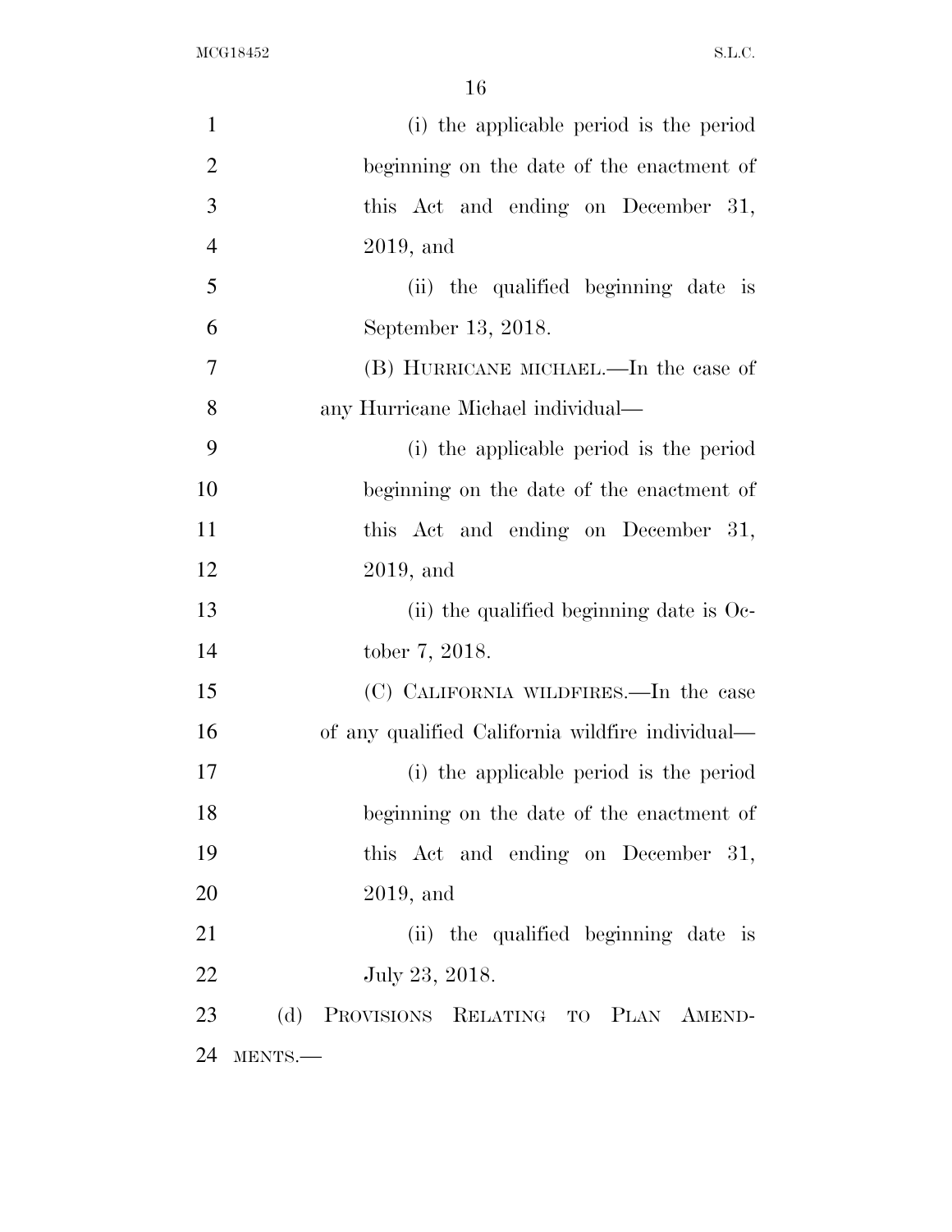(i) the applicable period is the period beginning on the date of the enactment of this Act and ending on December 31, 2019, and

(ii) the qualified beginning date is September 13, 2018.

(B) HURRICANE MICHAEL.—In the case of any Hurricane Michael individual—

(i) the applicable period is the period beginning on the date of the enactment of this Act and ending on December 31, 2019, and

(ii) the qualified beginning date is October 7, 2018.

(C) CALIFORNIA WILDFIRES.—In the case of any qualified California wildfire individual—

(i) the applicable period is the period beginning on the date of the enactment of this Act and ending on December 31, 2019, and

(ii) the qualified beginning date is July 23, 2018.

(d) PROVISIONS RELATING TO PLAN AMENDMENTS.—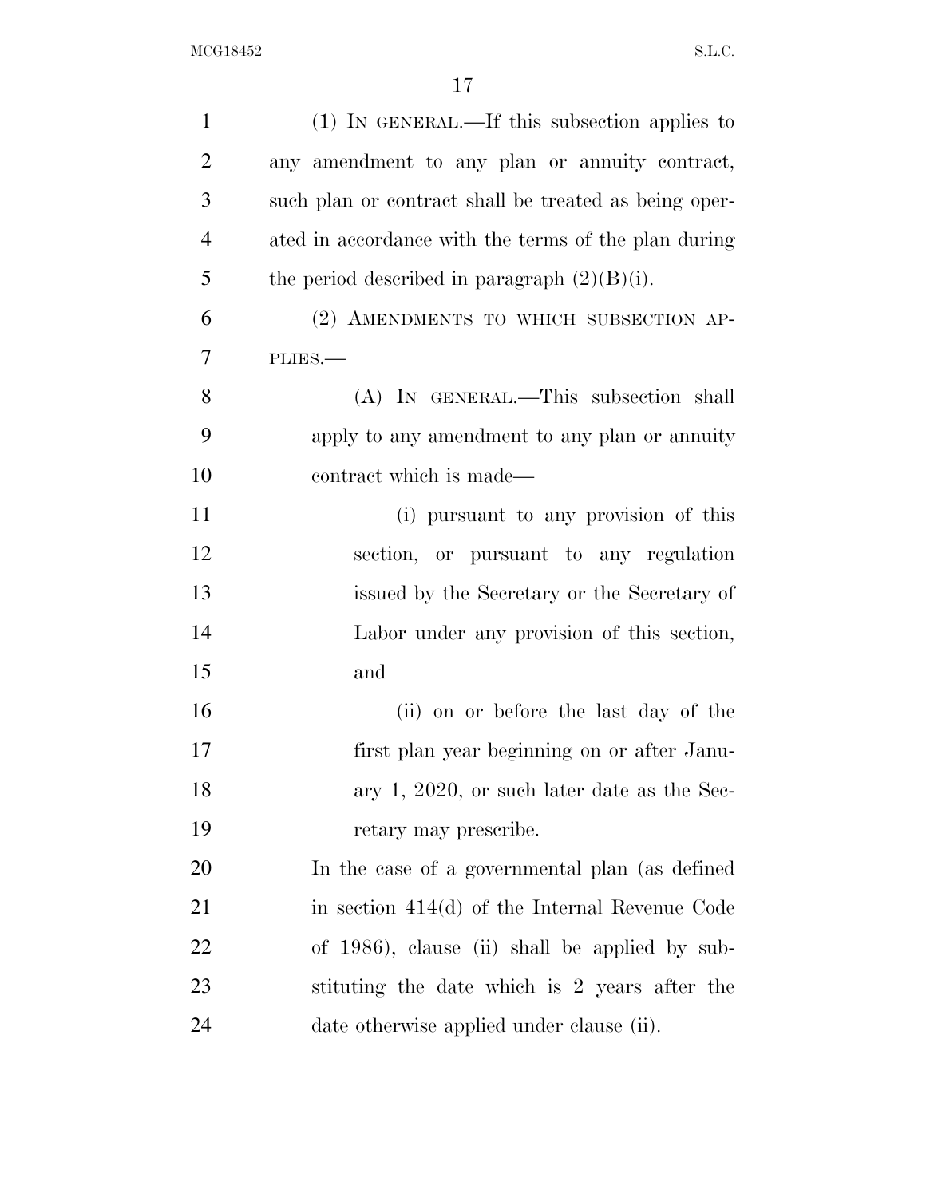(1) IN GENERAL.—If this subsection applies to any amendment to any plan or annuity contract, such plan or contract shall be treated as being operated in accordance with the terms of the plan during the period described in paragraph (2)(B)(i).

(2) AMENDMENTS TO WHICH SUBSECTION APPLIES.—

(A) IN GENERAL.—This subsection shall apply to any amendment to any plan or annuity contract which is made—

(i) pursuant to any provision of this section, or pursuant to any regulation issued by the Secretary or the Secretary of Labor under any provision of this section, and

(ii) on or before the last day of the first plan year beginning on or after January 1, 2020, or such later date as the Secretary may prescribe.

In the case of a governmental plan (as defined in section 414(d) of the Internal Revenue Code of 1986), clause (ii) shall be applied by substituting the date which is 2 years after the date otherwise applied under clause (ii).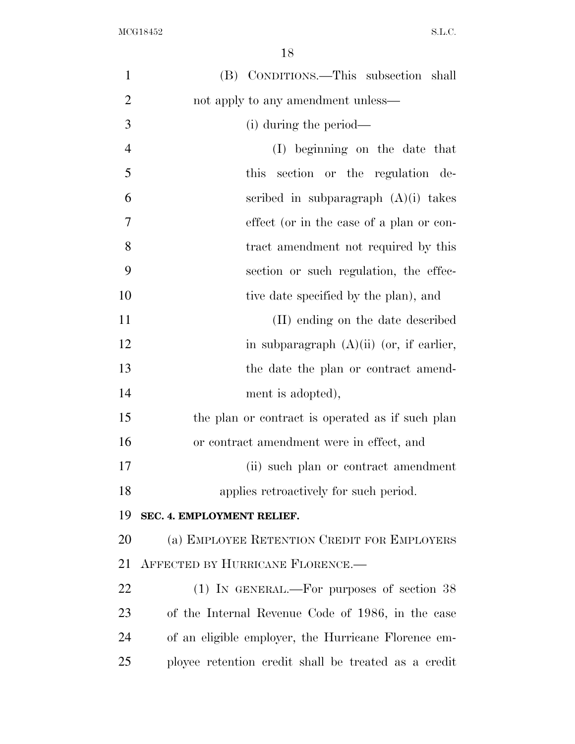(B) CONDITIONS.—This subsection shall not apply to any amendment unless—

(i) during the period—

(I) beginning on the date that this section or the regulation described in subparagraph (A)(i) takes effect (or in the case of a plan or contract amendment not required by this section or such regulation, the effective date specified by the plan), and

(II) ending on the date described in subparagraph (A)(ii) (or, if earlier, the date the plan or contract amendment is adopted),

the plan or contract is operated as if such plan or contract amendment were in effect, and

(ii) such plan or contract amendment applies retroactively for such period.

**SEC. 4. EMPLOYMENT RELIEF.**

(a) EMPLOYEE RETENTION CREDIT FOR EMPLOYERS AFFECTED BY HURRICANE FLORENCE.—

(1) IN GENERAL.—For purposes of section 38 of the Internal Revenue Code of 1986, in the case of an eligible employer, the Hurricane Florence employee retention credit shall be treated as a credit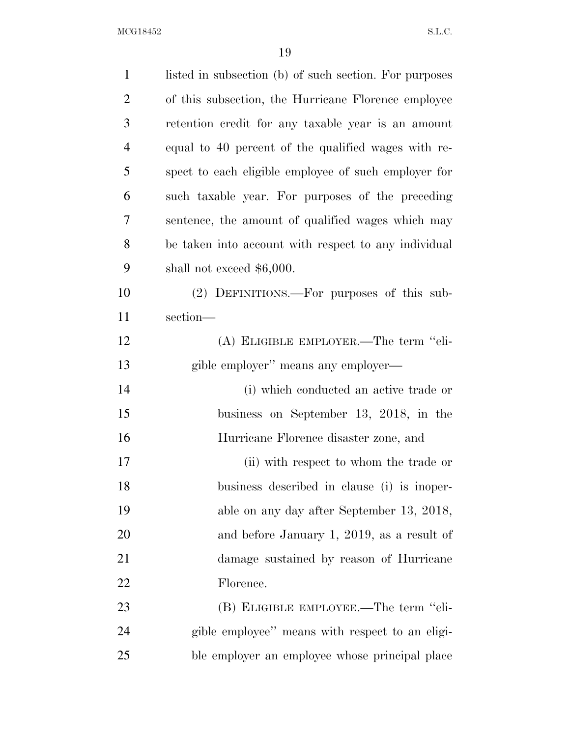listed in subsection (b) of such section. For purposes of this subsection, the Hurricane Florence employee retention credit for any taxable year is an amount equal to 40 percent of the qualified wages with respect to each eligible employee of such employer for such taxable year. For purposes of the preceding sentence, the amount of qualified wages which may be taken into account with respect to any individual shall not exceed $6,000.

(2) DEFINITIONS.—For purposes of this subsection—

(A) ELIGIBLE EMPLOYER.—The term "eligible employer" means any employer—

(i) which conducted an active trade or business on September 13, 2018, in the Hurricane Florence disaster zone, and

(ii) with respect to whom the trade or business described in clause (i) is inoperable on any day after September 13, 2018, and before January 1, 2019, as a result of damage sustained by reason of Hurricane Florence.

(B) ELIGIBLE EMPLOYEE.—The term "eligible employee" means with respect to an eligible employer an employee whose principal place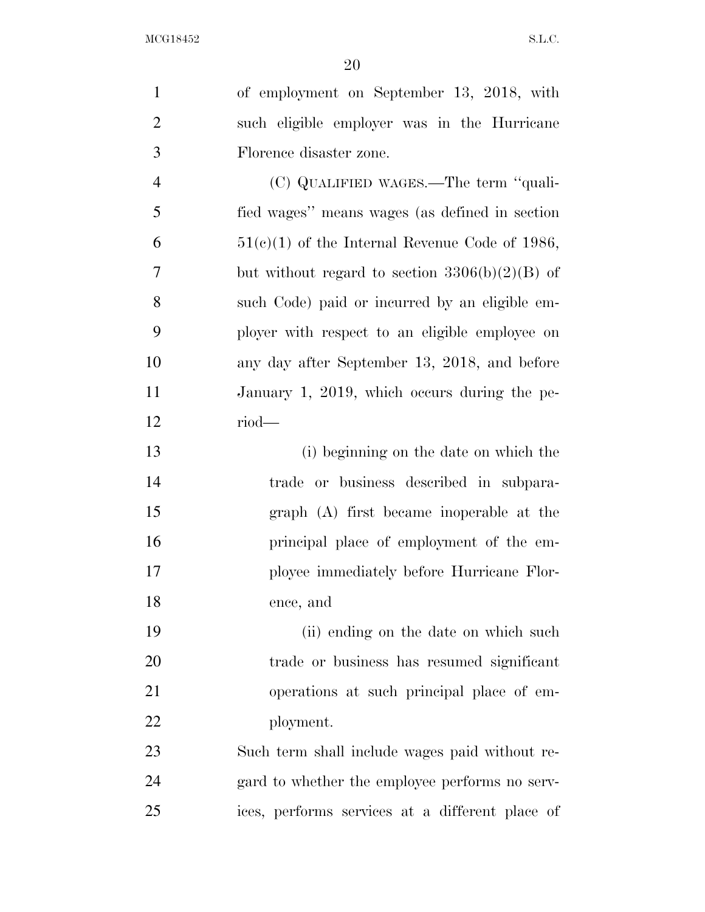of employment on September 13, 2018, with such eligible employer was in the Hurricane Florence disaster zone.

(C) QUALIFIED WAGES.—The term ''qualified wages'' means wages (as defined in section 51(c)(1) of the Internal Revenue Code of 1986, but without regard to section 3306(b)(2)(B) of such Code) paid or incurred by an eligible employer with respect to an eligible employee on any day after September 13, 2018, and before January 1, 2019, which occurs during the period—

(i) beginning on the date on which the trade or business described in subparagraph (A) first became inoperable at the principal place of employment of the employee immediately before Hurricane Florence, and

(ii) ending on the date on which such trade or business has resumed significant operations at such principal place of employment.

Such term shall include wages paid without regard to whether the employee performs no services, performs services at a different place of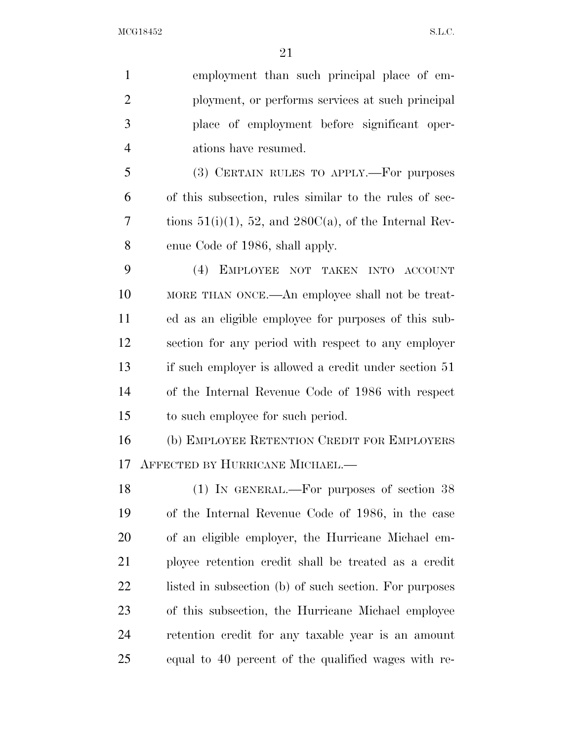employment than such principal place of employment, or performs services at such principal place of employment before significant operations have resumed.

(3) CERTAIN RULES TO APPLY.—For purposes of this subsection, rules similar to the rules of sections 51(i)(1), 52, and 280C(a), of the Internal Revenue Code of 1986, shall apply.

(4) EMPLOYEE NOT TAKEN INTO ACCOUNT MORE THAN ONCE.—An employee shall not be treated as an eligible employee for purposes of this subsection for any period with respect to any employer if such employer is allowed a credit under section 51 of the Internal Revenue Code of 1986 with respect to such employee for such period.

(b) EMPLOYEE RETENTION CREDIT FOR EMPLOYERS AFFECTED BY HURRICANE MICHAEL.—

(1) IN GENERAL.—For purposes of section 38 of the Internal Revenue Code of 1986, in the case of an eligible employer, the Hurricane Michael employee retention credit shall be treated as a credit listed in subsection (b) of such section. For purposes of this subsection, the Hurricane Michael employee retention credit for any taxable year is an amount equal to 40 percent of the qualified wages with re-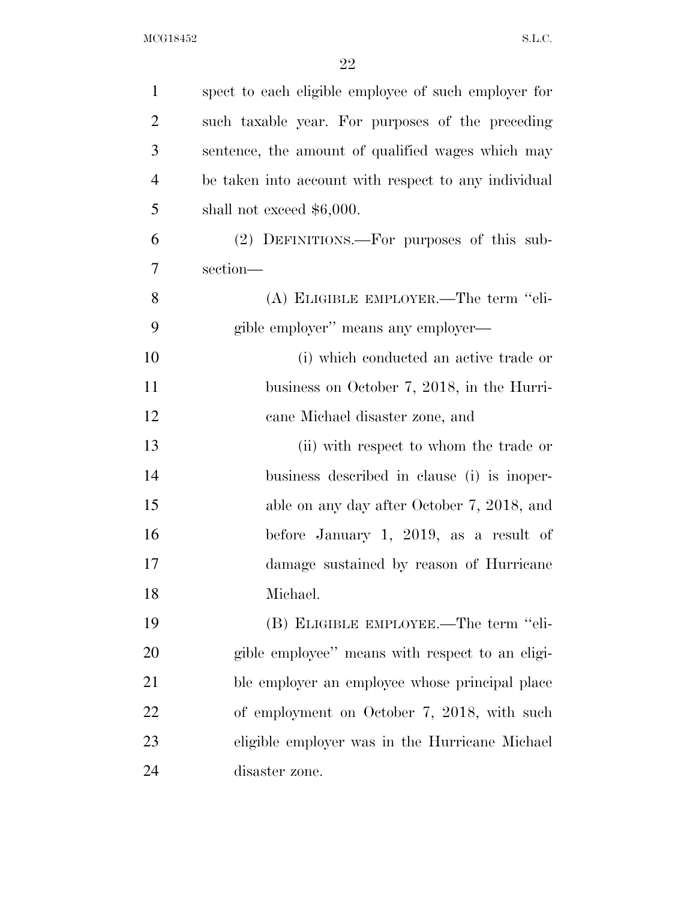spect to each eligible employee of such employer for such taxable year. For purposes of the preceding sentence, the amount of qualified wages which may be taken into account with respect to any individual shall not exceed $6,000.

(2) DEFINITIONS.—For purposes of this subsection—

(A) ELIGIBLE EMPLOYER.—The term ''eligible employer'' means any employer—

(i) which conducted an active trade or business on October 7, 2018, in the Hurricane Michael disaster zone, and

(ii) with respect to whom the trade or business described in clause (i) is inoperable on any day after October 7, 2018, and before January 1, 2019, as a result of damage sustained by reason of Hurricane Michael.

(B) ELIGIBLE EMPLOYEE.—The term ''eligible employee'' means with respect to an eligible employer an employee whose principal place of employment on October 7, 2018, with such eligible employer was in the Hurricane Michael disaster zone.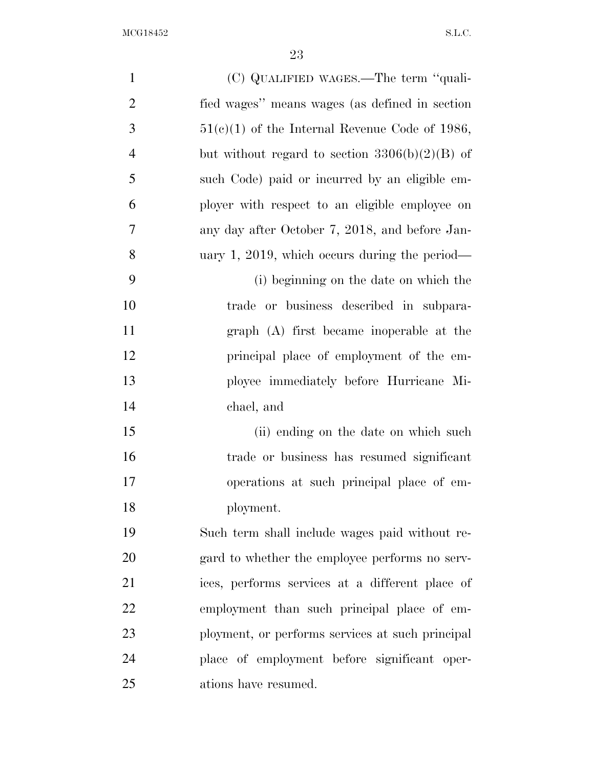(C) QUALIFIED WAGES.—The term "qualified wages" means wages (as defined in section 51(c)(1) of the Internal Revenue Code of 1986, but without regard to section 3306(b)(2)(B) of such Code) paid or incurred by an eligible employer with respect to an eligible employee on any day after October 7, 2018, and before January 1, 2019, which occurs during the period—

(i) beginning on the date on which the trade or business described in subparagraph (A) first became inoperable at the principal place of employment of the employee immediately before Hurricane Michael, and

(ii) ending on the date on which such trade or business has resumed significant operations at such principal place of employment.

Such term shall include wages paid without regard to whether the employee performs no services, performs services at a different place of employment than such principal place of employment, or performs services at such principal place of employment before significant operations have resumed.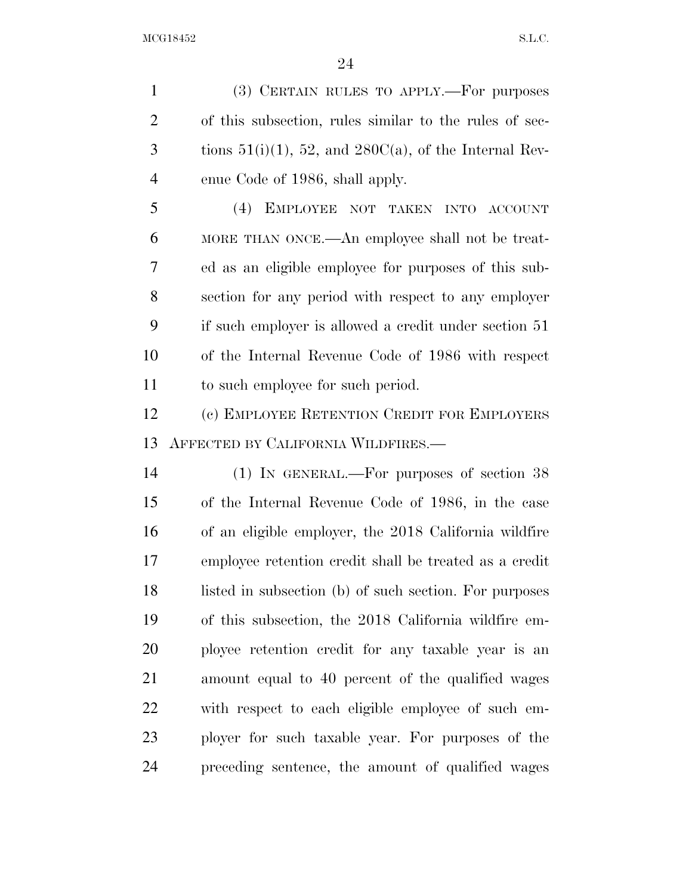(3) CERTAIN RULES TO APPLY.—For purposes of this subsection, rules similar to the rules of sections 51(i)(1), 52, and 280C(a), of the Internal Revenue Code of 1986, shall apply.

(4) EMPLOYEE NOT TAKEN INTO ACCOUNT MORE THAN ONCE.—An employee shall not be treated as an eligible employee for purposes of this subsection for any period with respect to any employer if such employer is allowed a credit under section 51 of the Internal Revenue Code of 1986 with respect to such employee for such period.

(c) EMPLOYEE RETENTION CREDIT FOR EMPLOYERS AFFECTED BY CALIFORNIA WILDFIRES.—

(1) IN GENERAL.—For purposes of section 38 of the Internal Revenue Code of 1986, in the case of an eligible employer, the 2018 California wildfire employee retention credit shall be treated as a credit listed in subsection (b) of such section. For purposes of this subsection, the 2018 California wildfire employee retention credit for any taxable year is an amount equal to 40 percent of the qualified wages with respect to each eligible employee of such employer for such taxable year. For purposes of the preceding sentence, the amount of qualified wages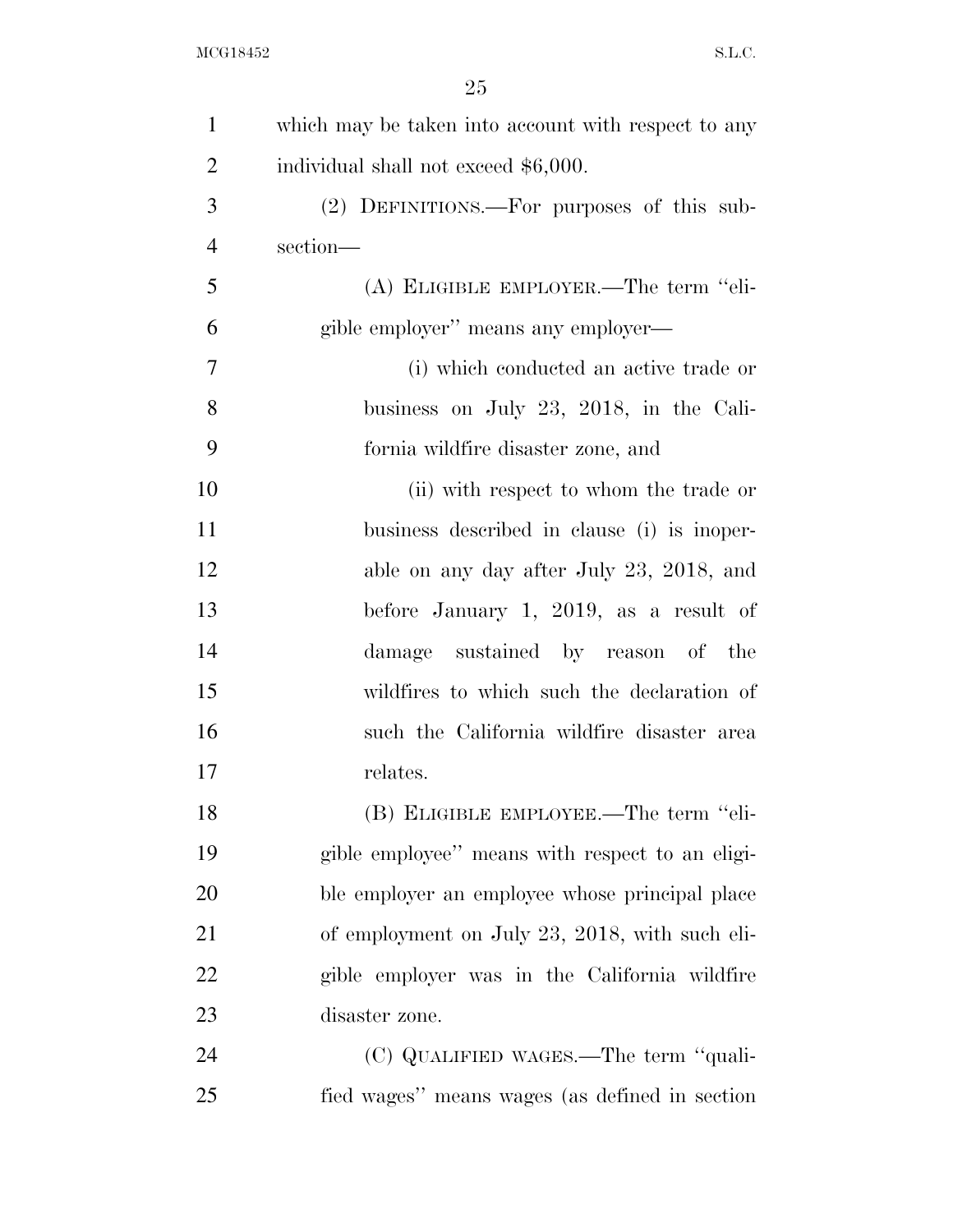which may be taken into account with respect to any individual shall not exceed $6,000.

(2) DEFINITIONS.—For purposes of this subsection—

(A) ELIGIBLE EMPLOYER.—The term "eligible employer" means any employer—

(i) which conducted an active trade or business on July 23, 2018, in the California wildfire disaster zone, and

(ii) with respect to whom the trade or business described in clause (i) is inoperable on any day after July 23, 2018, and before January 1, 2019, as a result of damage sustained by reason of the wildfires to which such the declaration of such the California wildfire disaster area relates.

(B) ELIGIBLE EMPLOYEE.—The term "eligible employee" means with respect to an eligible employer an employee whose principal place of employment on July 23, 2018, with such eligible employer was in the California wildfire disaster zone.

(C) QUALIFIED WAGES.—The term "qualified wages" means wages (as defined in section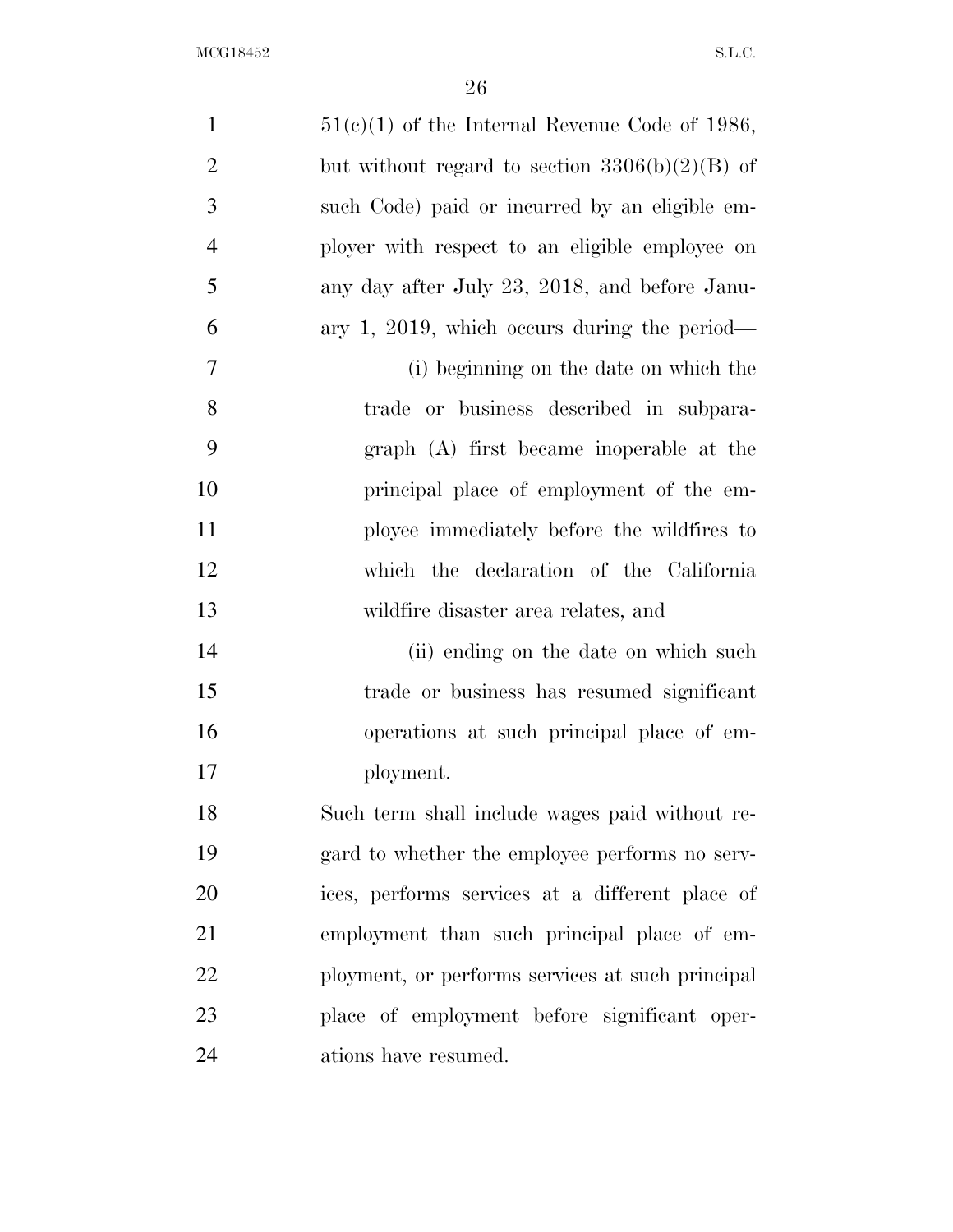51(c)(1) of the Internal Revenue Code of 1986, but without regard to section 3306(b)(2)(B) of such Code) paid or incurred by an eligible employer with respect to an eligible employee on any day after July 23, 2018, and before January 1, 2019, which occurs during the period—

(i) beginning on the date on which the trade or business described in subparagraph (A) first became inoperable at the principal place of employment of the employee immediately before the wildfires to which the declaration of the California wildfire disaster area relates, and

(ii) ending on the date on which such trade or business has resumed significant operations at such principal place of employment.

Such term shall include wages paid without regard to whether the employee performs no services, performs services at a different place of employment than such principal place of employment, or performs services at such principal place of employment before significant operations have resumed.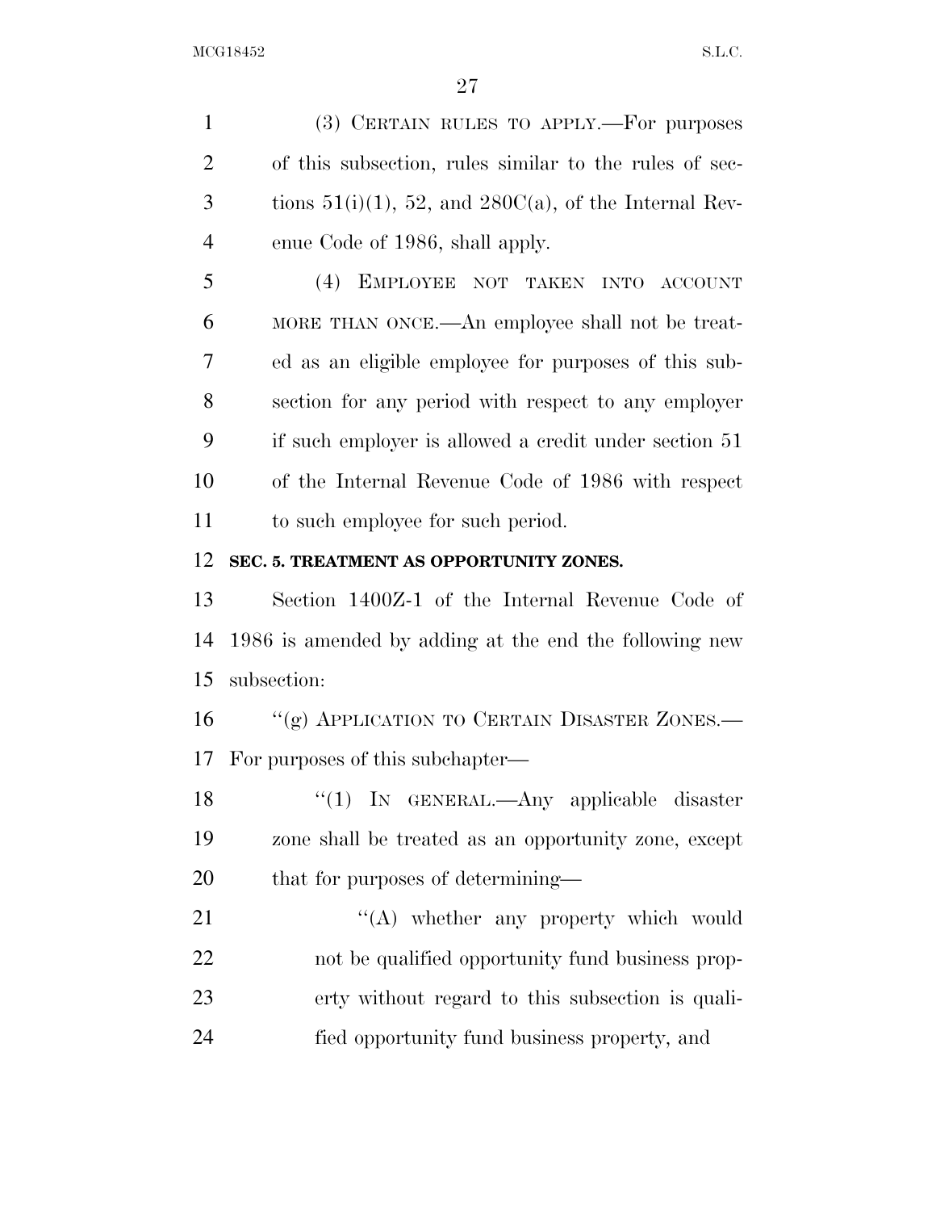(3) CERTAIN RULES TO APPLY.—For purposes of this subsection, rules similar to the rules of sections 51(i)(1), 52, and 280C(a), of the Internal Revenue Code of 1986, shall apply.

(4) EMPLOYEE NOT TAKEN INTO ACCOUNT MORE THAN ONCE.—An employee shall not be treated as an eligible employee for purposes of this subsection for any period with respect to any employer if such employer is allowed a credit under section 51 of the Internal Revenue Code of 1986 with respect to such employee for such period.

**SEC. 5. TREATMENT AS OPPORTUNITY ZONES.**

Section 1400Z-1 of the Internal Revenue Code of 1986 is amended by adding at the end the following new subsection:

"(g) APPLICATION TO CERTAIN DISASTER ZONES.—For purposes of this subchapter—

"(1) IN GENERAL.—Any applicable disaster zone shall be treated as an opportunity zone, except that for purposes of determining—

"(A) whether any property which would not be qualified opportunity fund business property without regard to this subsection is qualified opportunity fund business property, and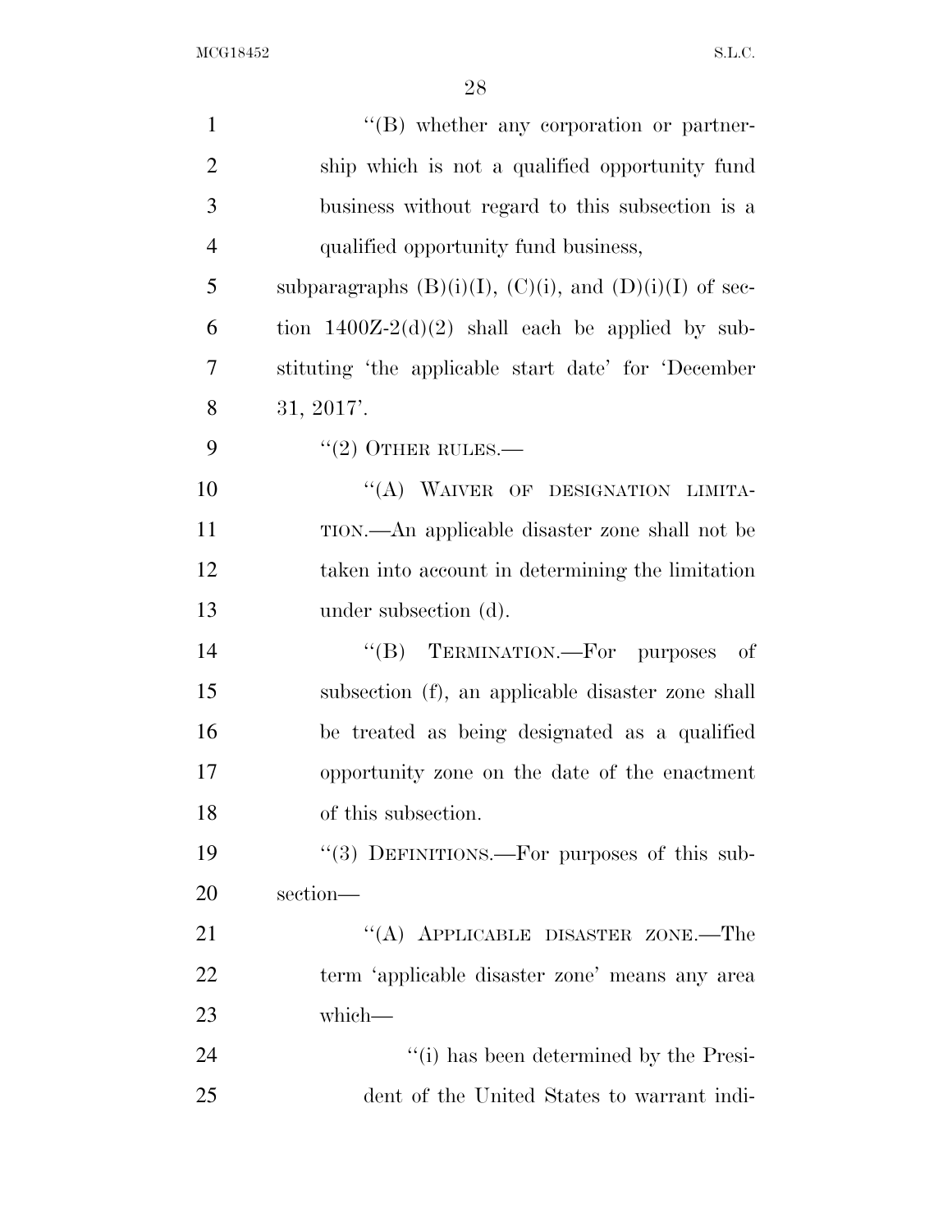"(B) whether any corporation or partnership which is not a qualified opportunity fund business without regard to this subsection is a qualified opportunity fund business,

subparagraphs (B)(i)(I), (C)(i), and (D)(i)(I) of section 1400Z-2(d)(2) shall each be applied by substituting 'the applicable start date' for 'December 31, 2017'.

"(2) OTHER RULES.—

"(A) WAIVER OF DESIGNATION LIMITATION.—An applicable disaster zone shall not be taken into account in determining the limitation under subsection (d).

"(B) TERMINATION.—For purposes of subsection (f), an applicable disaster zone shall be treated as being designated as a qualified opportunity zone on the date of the enactment of this subsection.

"(3) DEFINITIONS.—For purposes of this subsection—

"(A) APPLICABLE DISASTER ZONE.—The term 'applicable disaster zone' means any area which—

"(i) has been determined by the President of the United States to warrant indi-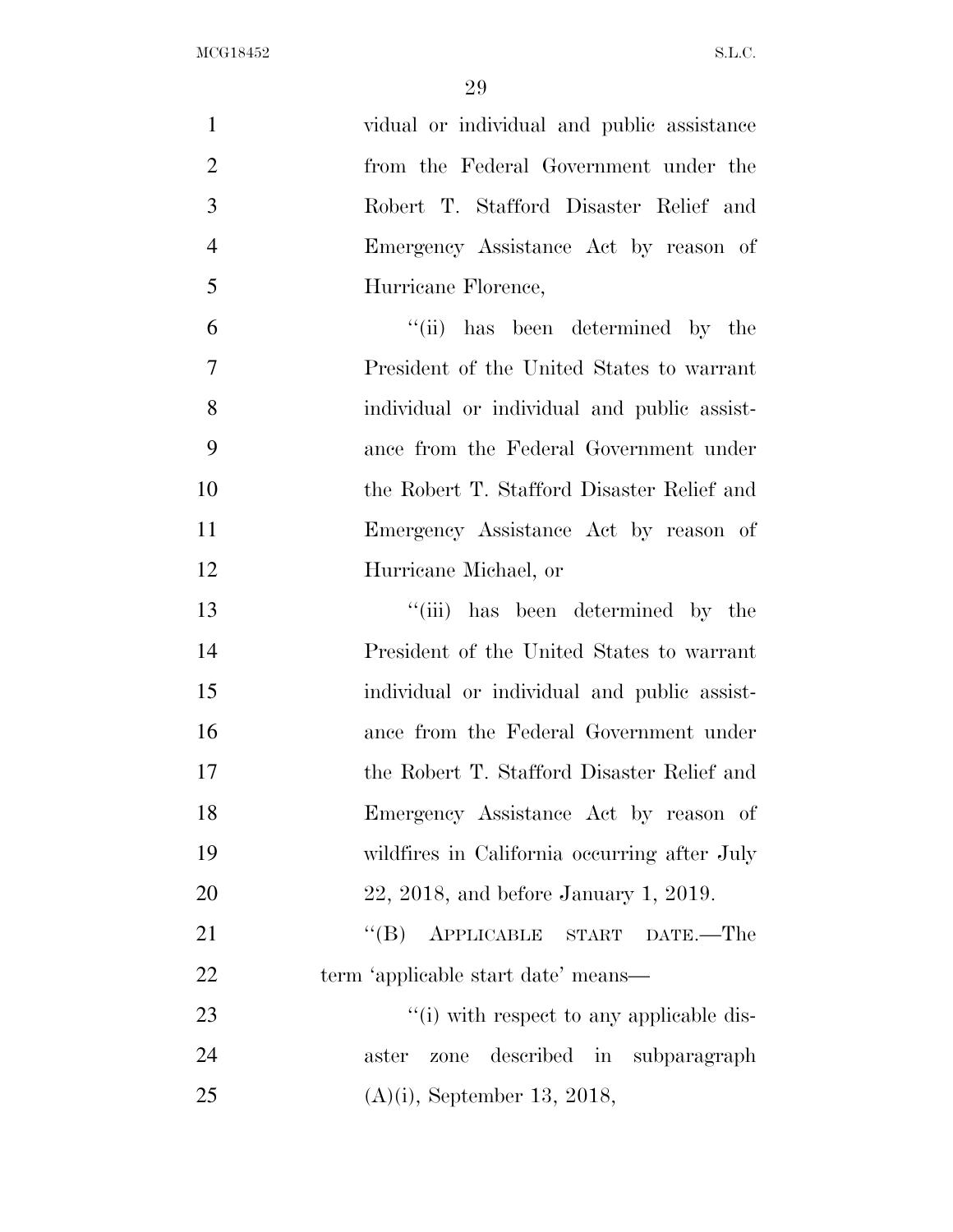vidual or individual and public assistance from the Federal Government under the Robert T. Stafford Disaster Relief and Emergency Assistance Act by reason of Hurricane Florence,

"(ii) has been determined by the President of the United States to warrant individual or individual and public assistance from the Federal Government under the Robert T. Stafford Disaster Relief and Emergency Assistance Act by reason of Hurricane Michael, or

"(iii) has been determined by the President of the United States to warrant individual or individual and public assistance from the Federal Government under the Robert T. Stafford Disaster Relief and Emergency Assistance Act by reason of wildfires in California occurring after July 22, 2018, and before January 1, 2019.

"(B) APPLICABLE START DATE.—The term 'applicable start date' means—

"(i) with respect to any applicable disaster zone described in subparagraph (A)(i), September 13, 2018,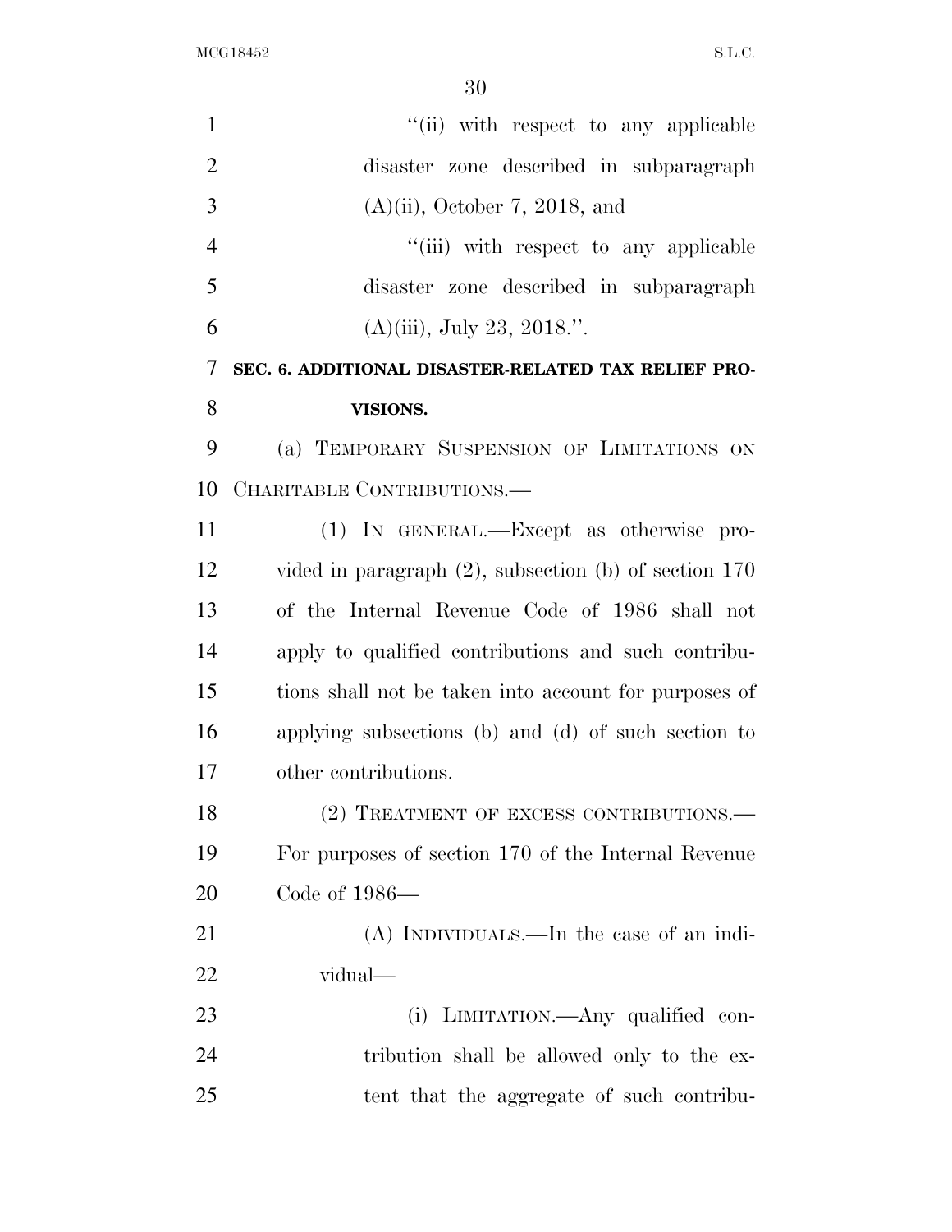"(ii) with respect to any applicable disaster zone described in subparagraph (A)(ii), October 7, 2018, and

"(iii) with respect to any applicable disaster zone described in subparagraph (A)(iii), July 23, 2018.".

**SEC. 6. ADDITIONAL DISASTER-RELATED TAX RELIEF PROVISIONS.**

(a) TEMPORARY SUSPENSION OF LIMITATIONS ON CHARITABLE CONTRIBUTIONS.—

(1) IN GENERAL.—Except as otherwise provided in paragraph (2), subsection (b) of section 170 of the Internal Revenue Code of 1986 shall not apply to qualified contributions and such contributions shall not be taken into account for purposes of applying subsections (b) and (d) of such section to other contributions.

(2) TREATMENT OF EXCESS CONTRIBUTIONS.—For purposes of section 170 of the Internal Revenue Code of 1986—

(A) INDIVIDUALS.—In the case of an individual—

(i) LIMITATION.—Any qualified contribution shall be allowed only to the extent that the aggregate of such contribu-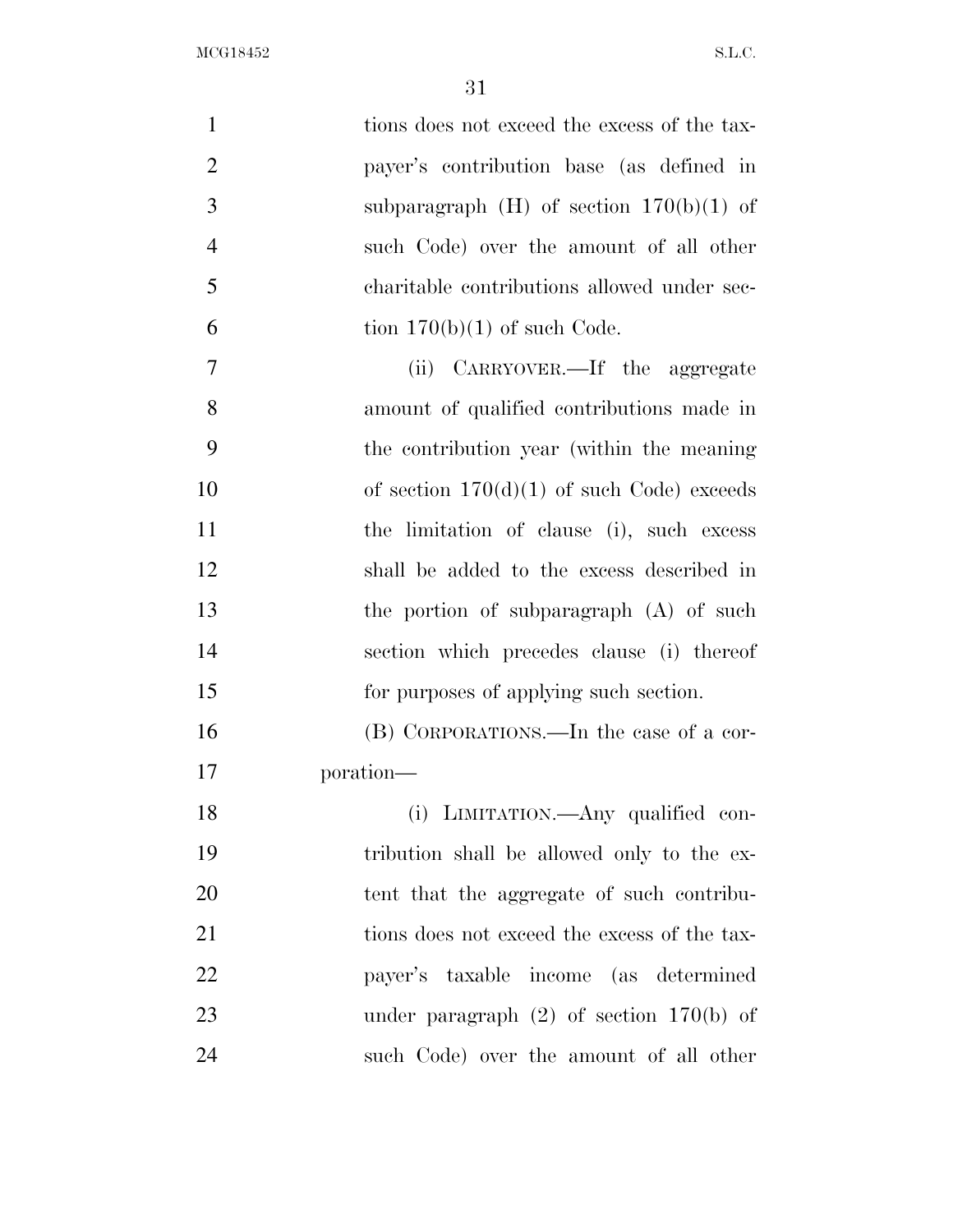tions does not exceed the excess of the taxpayer's contribution base (as defined in subparagraph (H) of section 170(b)(1) of such Code) over the amount of all other charitable contributions allowed under section 170(b)(1) of such Code.

(ii) CARRYOVER.—If the aggregate amount of qualified contributions made in the contribution year (within the meaning of section 170(d)(1) of such Code) exceeds the limitation of clause (i), such excess shall be added to the excess described in the portion of subparagraph (A) of such section which precedes clause (i) thereof for purposes of applying such section.

(B) CORPORATIONS.—In the case of a corporation—

(i) LIMITATION.—Any qualified contribution shall be allowed only to the extent that the aggregate of such contributions does not exceed the excess of the taxpayer's taxable income (as determined under paragraph (2) of section 170(b) of such Code) over the amount of all other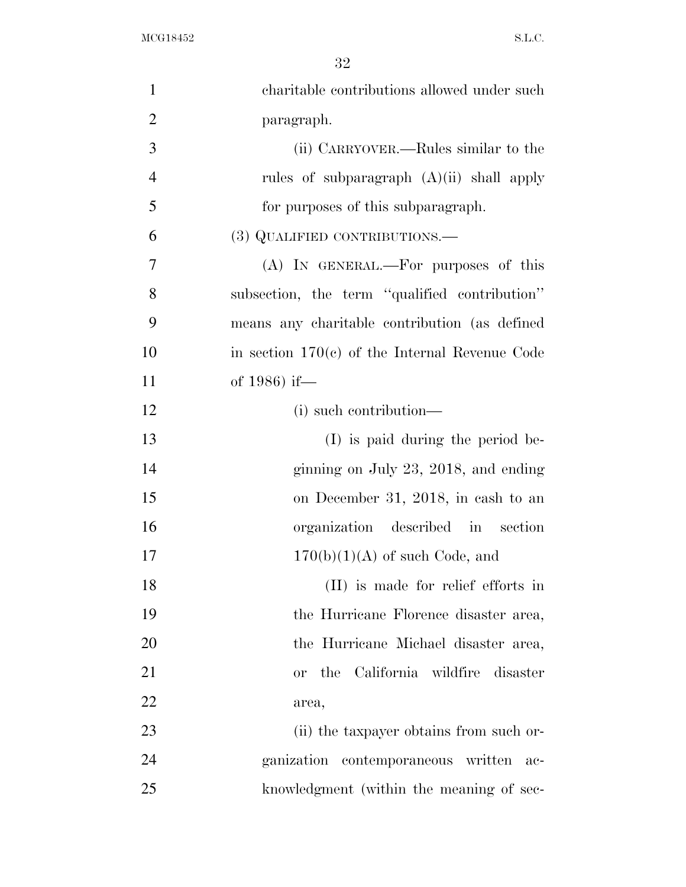charitable contributions allowed under such paragraph.

(ii) CARRYOVER.—Rules similar to the rules of subparagraph (A)(ii) shall apply for purposes of this subparagraph.

(3) QUALIFIED CONTRIBUTIONS.—

(A) IN GENERAL.—For purposes of this subsection, the term ''qualified contribution'' means any charitable contribution (as defined in section 170(c) of the Internal Revenue Code of 1986) if—

(i) such contribution—

(I) is paid during the period beginning on July 23, 2018, and ending on December 31, 2018, in cash to an organization described in section 170(b)(1)(A) of such Code, and

(II) is made for relief efforts in the Hurricane Florence disaster area, the Hurricane Michael disaster area, or the California wildfire disaster area,

(ii) the taxpayer obtains from such organization contemporaneous written acknowledgment (within the meaning of sec-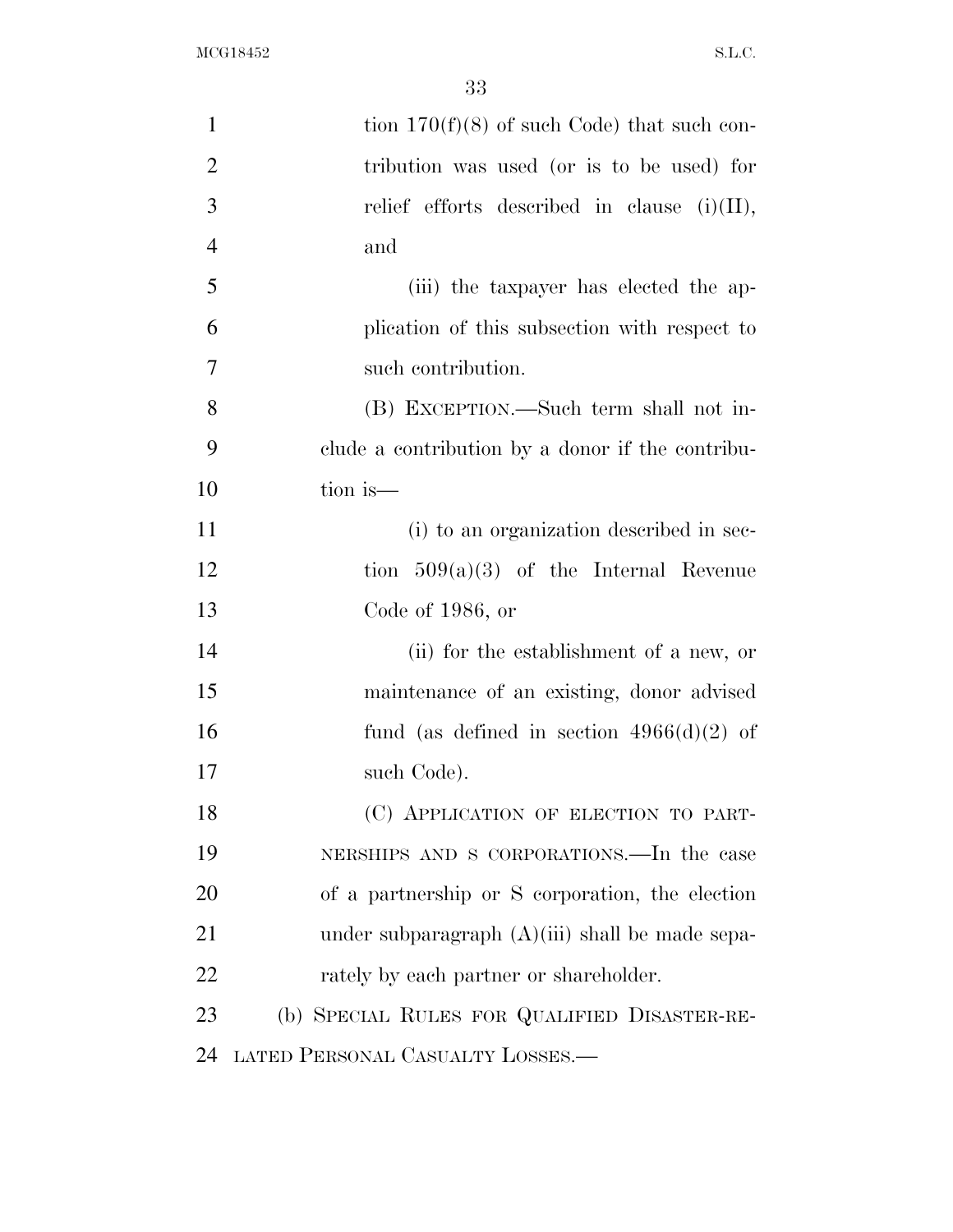tion 170(f)(8) of such Code) that such contribution was used (or is to be used) for relief efforts described in clause (i)(II), and

(iii) the taxpayer has elected the application of this subsection with respect to such contribution.

(B) EXCEPTION.—Such term shall not include a contribution by a donor if the contribution is—

(i) to an organization described in section 509(a)(3) of the Internal Revenue Code of 1986, or

(ii) for the establishment of a new, or maintenance of an existing, donor advised fund (as defined in section 4966(d)(2) of such Code).

(C) APPLICATION OF ELECTION TO PARTNERSHIPS AND S CORPORATIONS.—In the case of a partnership or S corporation, the election under subparagraph (A)(iii) shall be made separately by each partner or shareholder.

(b) SPECIAL RULES FOR QUALIFIED DISASTER-RELATED PERSONAL CASUALTY LOSSES.—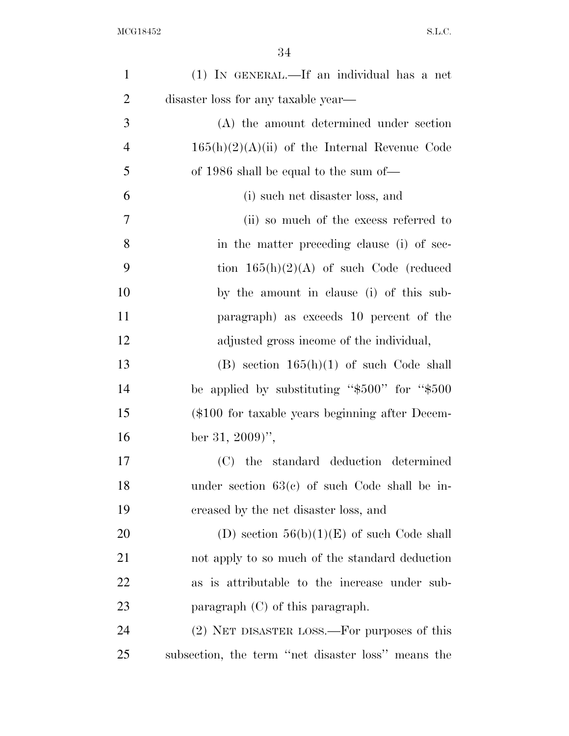(1) IN GENERAL.—If an individual has a net disaster loss for any taxable year—

(A) the amount determined under section 165(h)(2)(A)(ii) of the Internal Revenue Code of 1986 shall be equal to the sum of—

(i) such net disaster loss, and

(ii) so much of the excess referred to in the matter preceding clause (i) of section 165(h)(2)(A) of such Code (reduced by the amount in clause (i) of this subparagraph) as exceeds 10 percent of the adjusted gross income of the individual,

(B) section 165(h)(1) of such Code shall be applied by substituting "$500" for "$500 ($100 for taxable years beginning after December 31, 2009)",

(C) the standard deduction determined under section 63(c) of such Code shall be increased by the net disaster loss, and

(D) section 56(b)(1)(E) of such Code shall not apply to so much of the standard deduction as is attributable to the increase under subparagraph (C) of this paragraph.

(2) NET DISASTER LOSS.—For purposes of this subsection, the term "net disaster loss" means the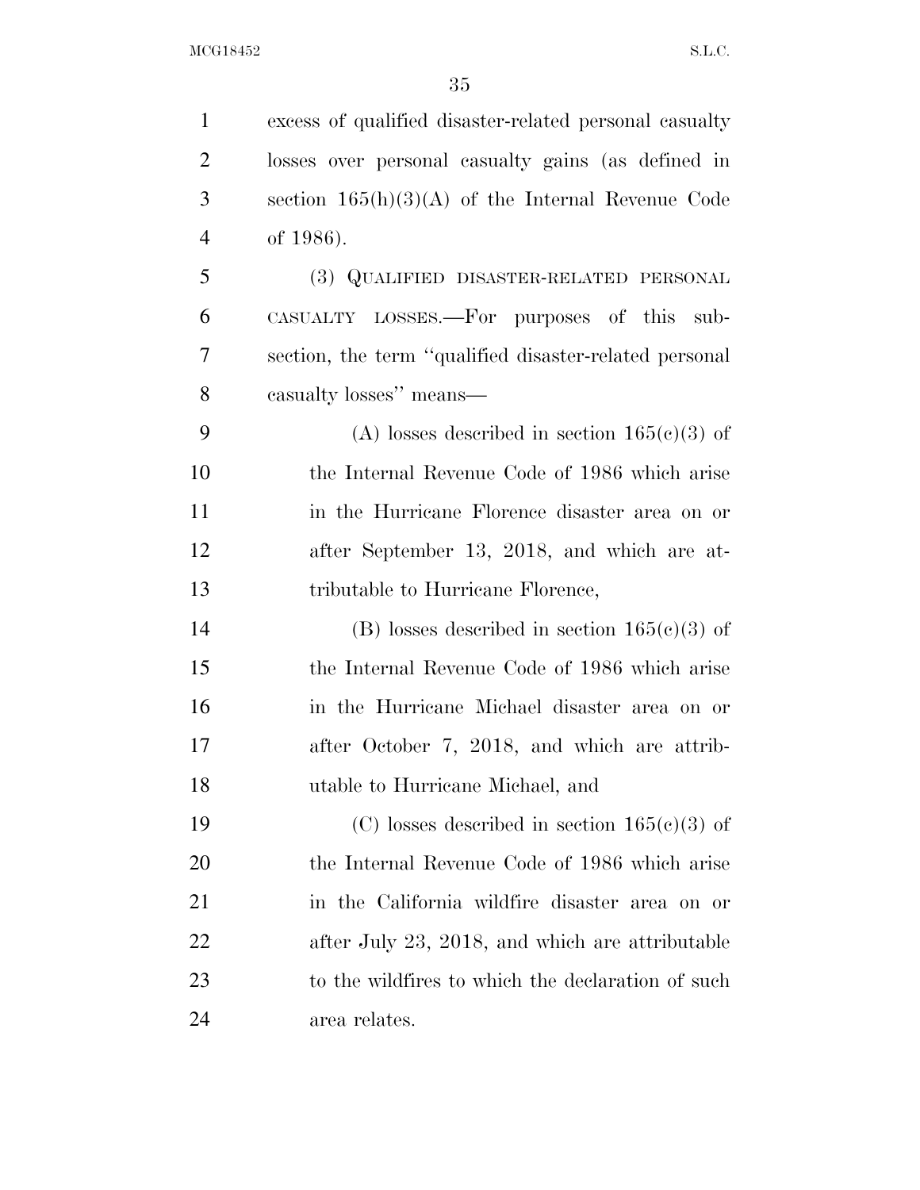excess of qualified disaster-related personal casualty losses over personal casualty gains (as defined in section 165(h)(3)(A) of the Internal Revenue Code of 1986).

(3) QUALIFIED DISASTER-RELATED PERSONAL CASUALTY LOSSES.—For purposes of this subsection, the term ''qualified disaster-related personal casualty losses'' means—

(A) losses described in section 165(c)(3) of the Internal Revenue Code of 1986 which arise in the Hurricane Florence disaster area on or after September 13, 2018, and which are attributable to Hurricane Florence,

(B) losses described in section 165(c)(3) of the Internal Revenue Code of 1986 which arise in the Hurricane Michael disaster area on or after October 7, 2018, and which are attributable to Hurricane Michael, and

(C) losses described in section 165(c)(3) of the Internal Revenue Code of 1986 which arise in the California wildfire disaster area on or after July 23, 2018, and which are attributable to the wildfires to which the declaration of such area relates.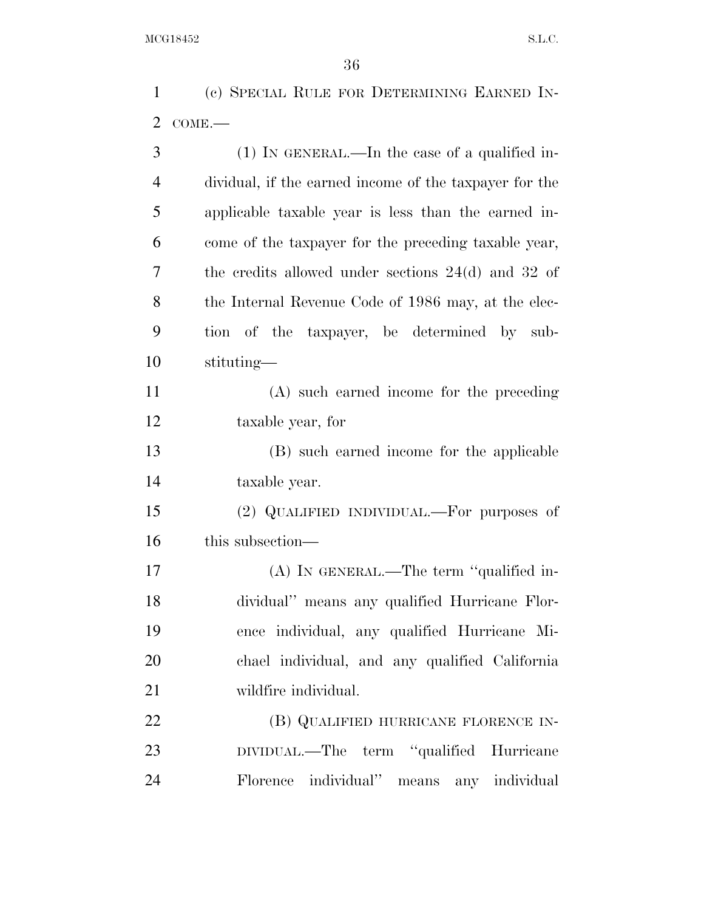(c) SPECIAL RULE FOR DETERMINING EARNED INCOME.—

(1) IN GENERAL.—In the case of a qualified individual, if the earned income of the taxpayer for the applicable taxable year is less than the earned income of the taxpayer for the preceding taxable year, the credits allowed under sections 24(d) and 32 of the Internal Revenue Code of 1986 may, at the election of the taxpayer, be determined by substituting—

(A) such earned income for the preceding taxable year, for

(B) such earned income for the applicable taxable year.

(2) QUALIFIED INDIVIDUAL.—For purposes of this subsection—

(A) IN GENERAL.—The term ''qualified individual'' means any qualified Hurricane Florence individual, any qualified Hurricane Michael individual, and any qualified California wildfire individual.

(B) QUALIFIED HURRICANE FLORENCE INDIVIDUAL.—The term ''qualified Hurricane Florence individual'' means any individual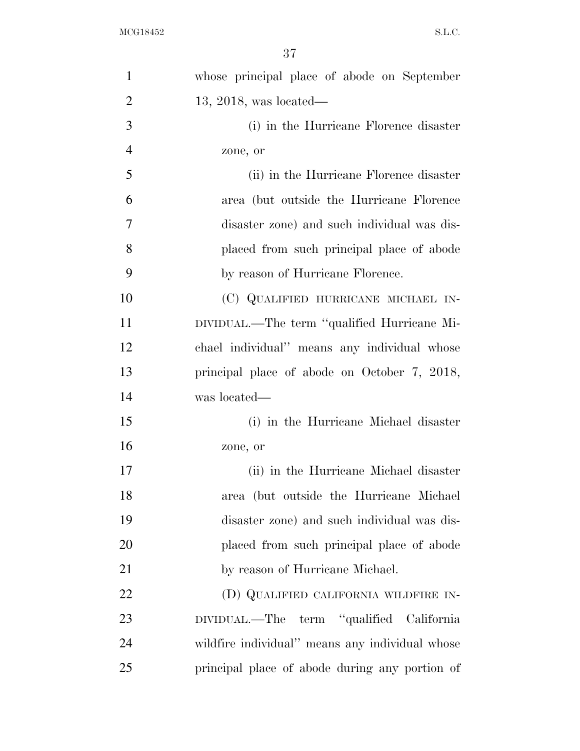whose principal place of abode on September 13, 2018, was located—

(i) in the Hurricane Florence disaster zone, or

(ii) in the Hurricane Florence disaster area (but outside the Hurricane Florence disaster zone) and such individual was displaced from such principal place of abode by reason of Hurricane Florence.

(C) QUALIFIED HURRICANE MICHAEL INDIVIDUAL.—The term "qualified Hurricane Michael individual" means any individual whose principal place of abode on October 7, 2018, was located—

(i) in the Hurricane Michael disaster zone, or

(ii) in the Hurricane Michael disaster area (but outside the Hurricane Michael disaster zone) and such individual was displaced from such principal place of abode by reason of Hurricane Michael.

(D) QUALIFIED CALIFORNIA WILDFIRE INDIVIDUAL.—The term "qualified California wildfire individual" means any individual whose principal place of abode during any portion of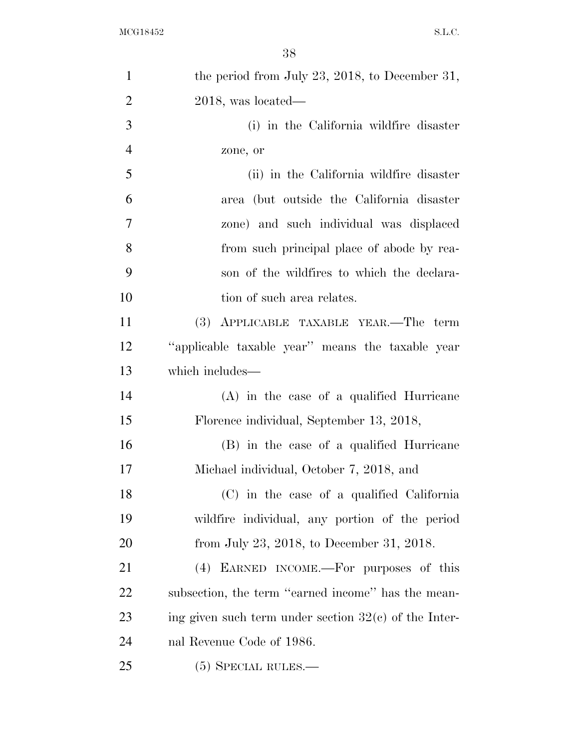the period from July 23, 2018, to December 31, 2018, was located—

(i) in the California wildfire disaster zone, or

(ii) in the California wildfire disaster area (but outside the California disaster zone) and such individual was displaced from such principal place of abode by reason of the wildfires to which the declaration of such area relates.

(3) APPLICABLE TAXABLE YEAR.—The term ''applicable taxable year'' means the taxable year which includes—

(A) in the case of a qualified Hurricane Florence individual, September 13, 2018,

(B) in the case of a qualified Hurricane Michael individual, October 7, 2018, and

(C) in the case of a qualified California wildfire individual, any portion of the period from July 23, 2018, to December 31, 2018.

(4) EARNED INCOME.—For purposes of this subsection, the term ''earned income'' has the meaning given such term under section 32(c) of the Internal Revenue Code of 1986.

(5) SPECIAL RULES.—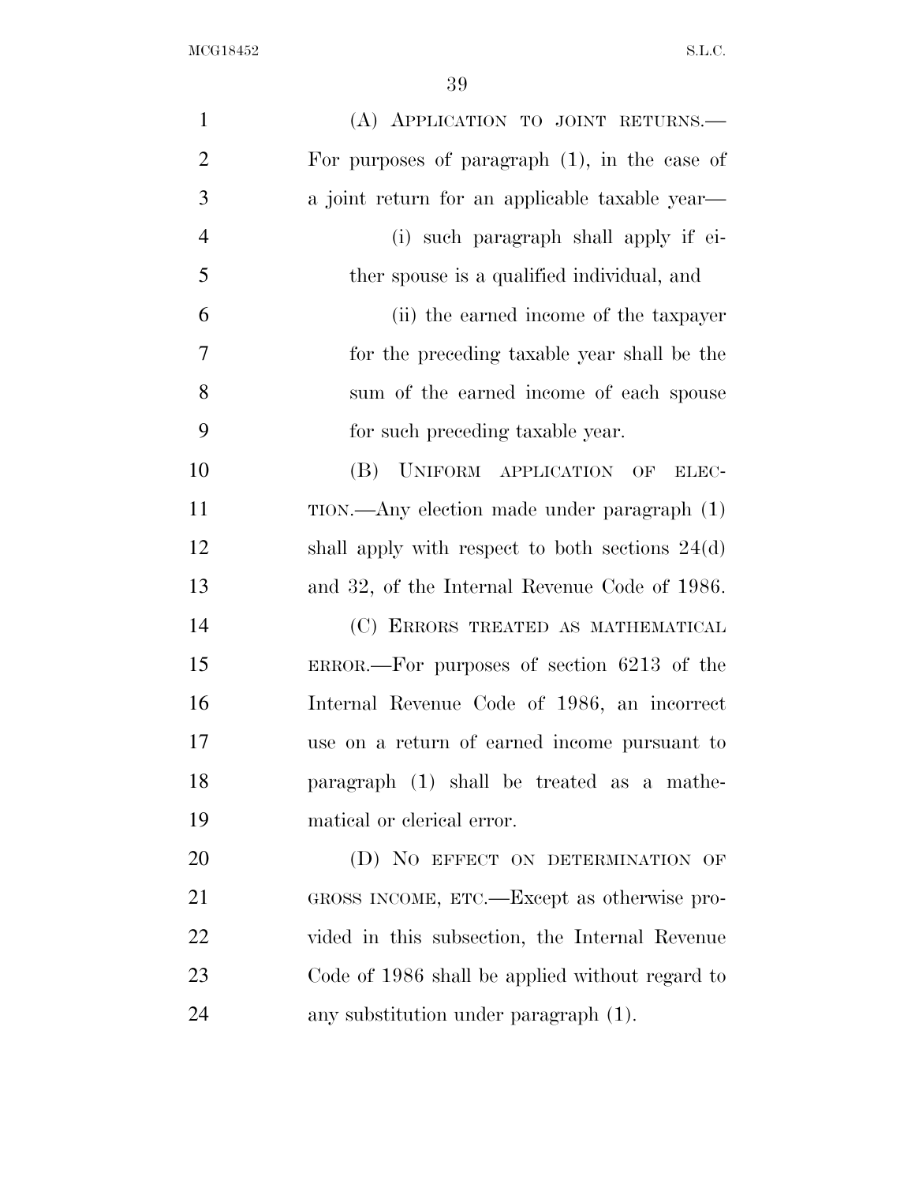(A) APPLICATION TO JOINT RETURNS.—For purposes of paragraph (1), in the case of a joint return for an applicable taxable year—

(i) such paragraph shall apply if either spouse is a qualified individual, and

(ii) the earned income of the taxpayer for the preceding taxable year shall be the sum of the earned income of each spouse for such preceding taxable year.

(B) UNIFORM APPLICATION OF ELECTION.—Any election made under paragraph (1) shall apply with respect to both sections 24(d) and 32, of the Internal Revenue Code of 1986.

(C) ERRORS TREATED AS MATHEMATICAL ERROR.—For purposes of section 6213 of the Internal Revenue Code of 1986, an incorrect use on a return of earned income pursuant to paragraph (1) shall be treated as a mathematical or clerical error.

(D) NO EFFECT ON DETERMINATION OF GROSS INCOME, ETC.—Except as otherwise provided in this subsection, the Internal Revenue Code of 1986 shall be applied without regard to any substitution under paragraph (1).